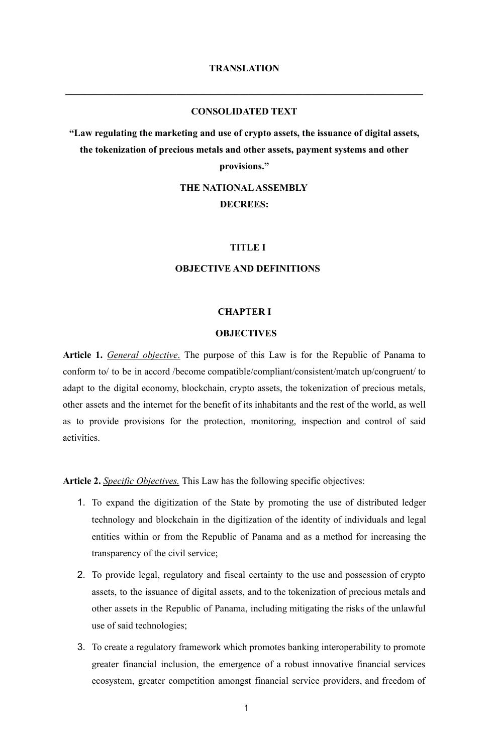**TRANSLATION**

---

**CONSOLIDATED TEXT**

**"Law regulating the marketing and use of crypto assets, the issuance of digital assets, the tokenization of precious metals and other assets, payment systems and other provisions."**

**THE NATIONAL ASSEMBLY**
**DECREES:**

# TITLE I
# OBJECTIVE AND DEFINITIONS

## CHAPTER I
## OBJECTIVES

**Article 1.** *General objective.* The purpose of this Law is for the Republic of Panama to conform to/ to be in accord /become compatible/compliant/consistent/match up/congruent/ to adapt to the digital economy, blockchain, crypto assets, the tokenization of precious metals, other assets and the internet for the benefit of its inhabitants and the rest of the world, as well as to provide provisions for the protection, monitoring, inspection and control of said activities.

**Article 2.** *Specific Objectives.* This Law has the following specific objectives:

1. To expand the digitization of the State by promoting the use of distributed ledger technology and blockchain in the digitization of the identity of individuals and legal entities within or from the Republic of Panama and as a method for increasing the transparency of the civil service;
2. To provide legal, regulatory and fiscal certainty to the use and possession of crypto assets, to the issuance of digital assets, and to the tokenization of precious metals and other assets in the Republic of Panama, including mitigating the risks of the unlawful use of said technologies;
3. To create a regulatory framework which promotes banking interoperability to promote greater financial inclusion, the emergence of a robust innovative financial services ecosystem, greater competition amongst financial service providers, and freedom of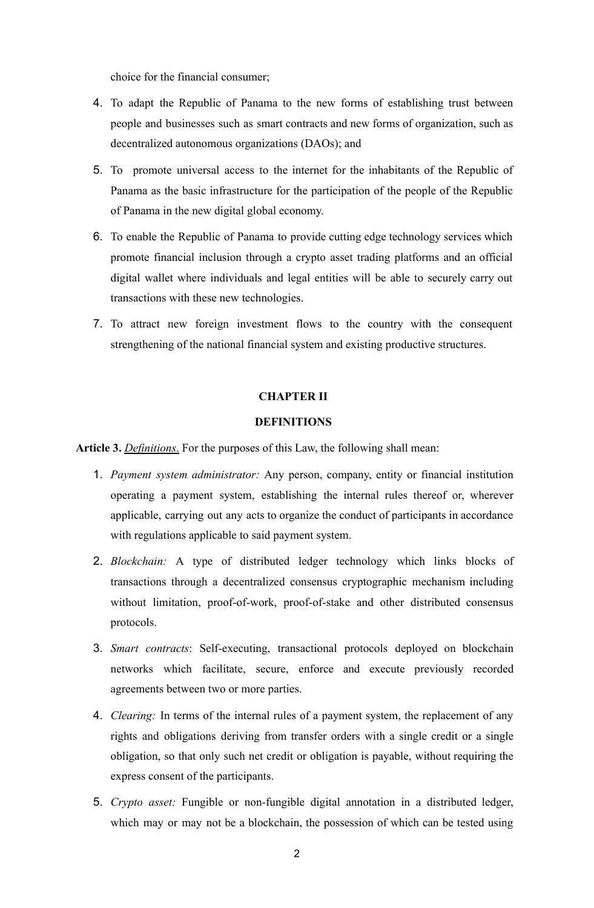choice for the financial consumer;

4. To adapt the Republic of Panama to the new forms of establishing trust between people and businesses such as smart contracts and new forms of organization, such as decentralized autonomous organizations (DAOs); and
5. To promote universal access to the internet for the inhabitants of the Republic of Panama as the basic infrastructure for the participation of the people of the Republic of Panama in the new digital global economy.
6. To enable the Republic of Panama to provide cutting edge technology services which promote financial inclusion through a crypto asset trading platforms and an official digital wallet where individuals and legal entities will be able to securely carry out transactions with these new technologies.
7. To attract new foreign investment flows to the country with the consequent strengthening of the national financial system and existing productive structures.

## CHAPTER II

## DEFINITIONS

**Article 3.** *Definitions*. For the purposes of this Law, the following shall mean:

1. *Payment system administrator:* Any person, company, entity or financial institution operating a payment system, establishing the internal rules thereof or, wherever applicable, carrying out any acts to organize the conduct of participants in accordance with regulations applicable to said payment system.
2. *Blockchain:* A type of distributed ledger technology which links blocks of transactions through a decentralized consensus cryptographic mechanism including without limitation, proof-of-work, proof-of-stake and other distributed consensus protocols.
3. *Smart contracts*: Self-executing, transactional protocols deployed on blockchain networks which facilitate, secure, enforce and execute previously recorded agreements between two or more parties.
4. *Clearing:* In terms of the internal rules of a payment system, the replacement of any rights and obligations deriving from transfer orders with a single credit or a single obligation, so that only such net credit or obligation is payable, without requiring the express consent of the participants.
5. *Crypto asset:* Fungible or non-fungible digital annotation in a distributed ledger, which may or may not be a blockchain, the possession of which can be tested using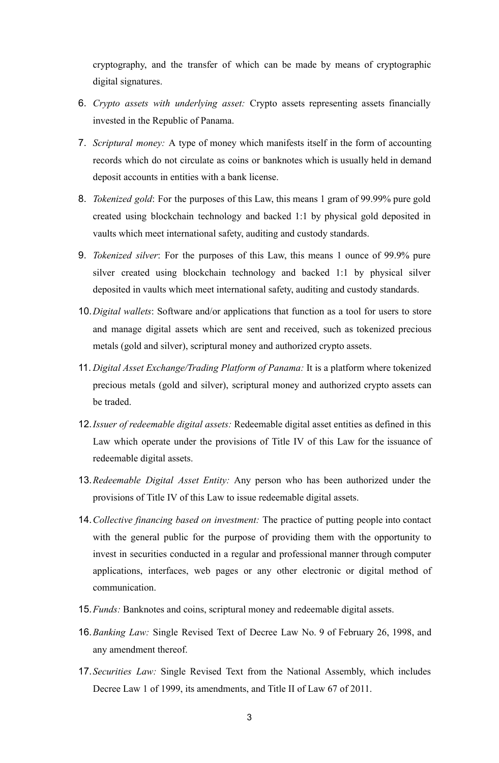cryptography, and the transfer of which can be made by means of cryptographic digital signatures.

6. *Crypto assets with underlying asset:* Crypto assets representing assets financially invested in the Republic of Panama.
7. *Scriptural money:* A type of money which manifests itself in the form of accounting records which do not circulate as coins or banknotes which is usually held in demand deposit accounts in entities with a bank license.
8. *Tokenized gold*: For the purposes of this Law, this means 1 gram of 99.99% pure gold created using blockchain technology and backed 1:1 by physical gold deposited in vaults which meet international safety, auditing and custody standards.
9. *Tokenized silver*: For the purposes of this Law, this means 1 ounce of 99.9% pure silver created using blockchain technology and backed 1:1 by physical silver deposited in vaults which meet international safety, auditing and custody standards.
10. *Digital wallets*: Software and/or applications that function as a tool for users to store and manage digital assets which are sent and received, such as tokenized precious metals (gold and silver), scriptural money and authorized crypto assets.
11. *Digital Asset Exchange/Trading Platform of Panama:* It is a platform where tokenized precious metals (gold and silver), scriptural money and authorized crypto assets can be traded.
12. *Issuer of redeemable digital assets:* Redeemable digital asset entities as defined in this Law which operate under the provisions of Title IV of this Law for the issuance of redeemable digital assets.
13. *Redeemable Digital Asset Entity:* Any person who has been authorized under the provisions of Title IV of this Law to issue redeemable digital assets.
14. *Collective financing based on investment:* The practice of putting people into contact with the general public for the purpose of providing them with the opportunity to invest in securities conducted in a regular and professional manner through computer applications, interfaces, web pages or any other electronic or digital method of communication.
15. *Funds:* Banknotes and coins, scriptural money and redeemable digital assets.
16. *Banking Law:* Single Revised Text of Decree Law No. 9 of February 26, 1998, and any amendment thereof.
17. *Securities Law:* Single Revised Text from the National Assembly, which includes Decree Law 1 of 1999, its amendments, and Title II of Law 67 of 2011.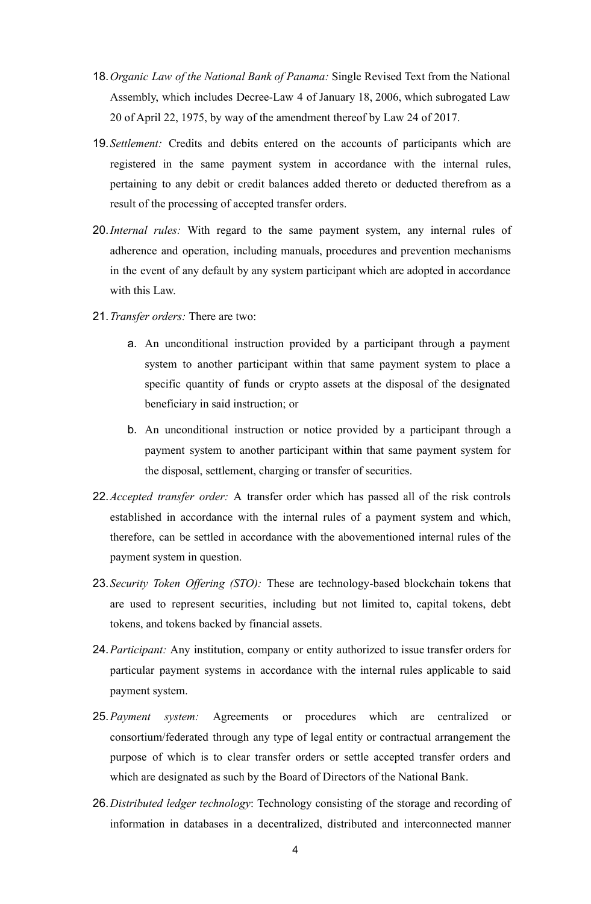18. *Organic Law of the National Bank of Panama:* Single Revised Text from the National Assembly, which includes Decree-Law 4 of January 18, 2006, which subrogated Law 20 of April 22, 1975, by way of the amendment thereof by Law 24 of 2017.

19. *Settlement:* Credits and debits entered on the accounts of participants which are registered in the same payment system in accordance with the internal rules, pertaining to any debit or credit balances added thereto or deducted therefrom as a result of the processing of accepted transfer orders.

20. *Internal rules:* With regard to the same payment system, any internal rules of adherence and operation, including manuals, procedures and prevention mechanisms in the event of any default by any system participant which are adopted in accordance with this Law.

21. *Transfer orders:* There are two:

    a. An unconditional instruction provided by a participant through a payment system to another participant within that same payment system to place a specific quantity of funds or crypto assets at the disposal of the designated beneficiary in said instruction; or

    b. An unconditional instruction or notice provided by a participant through a payment system to another participant within that same payment system for the disposal, settlement, charging or transfer of securities.

22. *Accepted transfer order:* A transfer order which has passed all of the risk controls established in accordance with the internal rules of a payment system and which, therefore, can be settled in accordance with the abovementioned internal rules of the payment system in question.

23. *Security Token Offering (STO):* These are technology-based blockchain tokens that are used to represent securities, including but not limited to, capital tokens, debt tokens, and tokens backed by financial assets.

24. *Participant:* Any institution, company or entity authorized to issue transfer orders for particular payment systems in accordance with the internal rules applicable to said payment system.

25. *Payment system:* Agreements or procedures which are centralized or consortium/federated through any type of legal entity or contractual arrangement the purpose of which is to clear transfer orders or settle accepted transfer orders and which are designated as such by the Board of Directors of the National Bank.

26. *Distributed ledger technology*: Technology consisting of the storage and recording of information in databases in a decentralized, distributed and interconnected manner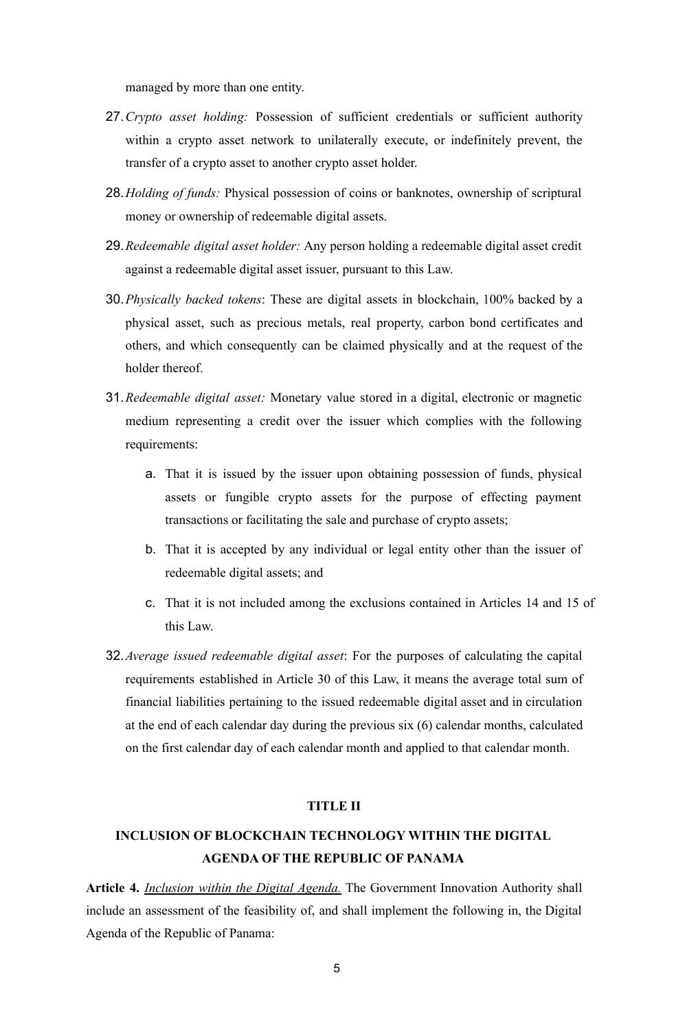managed by more than one entity.

27. *Crypto asset holding:* Possession of sufficient credentials or sufficient authority within a crypto asset network to unilaterally execute, or indefinitely prevent, the transfer of a crypto asset to another crypto asset holder.

28. *Holding of funds:* Physical possession of coins or banknotes, ownership of scriptural money or ownership of redeemable digital assets.

29. *Redeemable digital asset holder:* Any person holding a redeemable digital asset credit against a redeemable digital asset issuer, pursuant to this Law.

30. *Physically backed tokens*: These are digital assets in blockchain, 100% backed by a physical asset, such as precious metals, real property, carbon bond certificates and others, and which consequently can be claimed physically and at the request of the holder thereof.

31. *Redeemable digital asset:* Monetary value stored in a digital, electronic or magnetic medium representing a credit over the issuer which complies with the following requirements:

    a. That it is issued by the issuer upon obtaining possession of funds, physical assets or fungible crypto assets for the purpose of effecting payment transactions or facilitating the sale and purchase of crypto assets;

    b. That it is accepted by any individual or legal entity other than the issuer of redeemable digital assets; and

    c. That it is not included among the exclusions contained in Articles 14 and 15 of this Law.

32. *Average issued redeemable digital asset*: For the purposes of calculating the capital requirements established in Article 30 of this Law, it means the average total sum of financial liabilities pertaining to the issued redeemable digital asset and in circulation at the end of each calendar day during the previous six (6) calendar months, calculated on the first calendar day of each calendar month and applied to that calendar month.

## TITLE II

## INCLUSION OF BLOCKCHAIN TECHNOLOGY WITHIN THE DIGITAL AGENDA OF THE REPUBLIC OF PANAMA

**Article 4.** *Inclusion within the Digital Agenda.* The Government Innovation Authority shall include an assessment of the feasibility of, and shall implement the following in, the Digital Agenda of the Republic of Panama: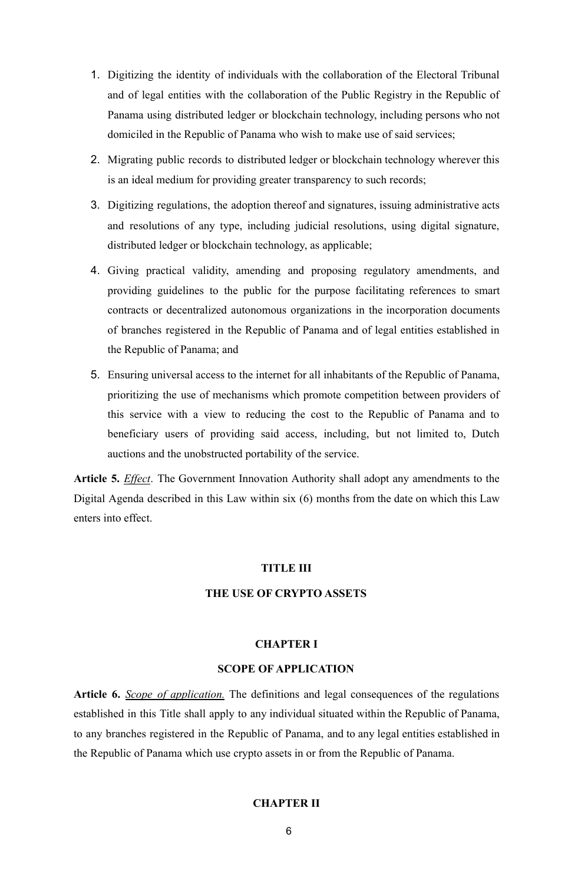1. Digitizing the identity of individuals with the collaboration of the Electoral Tribunal and of legal entities with the collaboration of the Public Registry in the Republic of Panama using distributed ledger or blockchain technology, including persons who not domiciled in the Republic of Panama who wish to make use of said services;
2. Migrating public records to distributed ledger or blockchain technology wherever this is an ideal medium for providing greater transparency to such records;
3. Digitizing regulations, the adoption thereof and signatures, issuing administrative acts and resolutions of any type, including judicial resolutions, using digital signature, distributed ledger or blockchain technology, as applicable;
4. Giving practical validity, amending and proposing regulatory amendments, and providing guidelines to the public for the purpose facilitating references to smart contracts or decentralized autonomous organizations in the incorporation documents of branches registered in the Republic of Panama and of legal entities established in the Republic of Panama; and
5. Ensuring universal access to the internet for all inhabitants of the Republic of Panama, prioritizing the use of mechanisms which promote competition between providers of this service with a view to reducing the cost to the Republic of Panama and to beneficiary users of providing said access, including, but not limited to, Dutch auctions and the unobstructed portability of the service.

**Article 5.** *Effect*. The Government Innovation Authority shall adopt any amendments to the Digital Agenda described in this Law within six (6) months from the date on which this Law enters into effect.

## TITLE III

## THE USE OF CRYPTO ASSETS

### CHAPTER I

### SCOPE OF APPLICATION

**Article 6.** *Scope of application.* The definitions and legal consequences of the regulations established in this Title shall apply to any individual situated within the Republic of Panama, to any branches registered in the Republic of Panama, and to any legal entities established in the Republic of Panama which use crypto assets in or from the Republic of Panama.

### CHAPTER II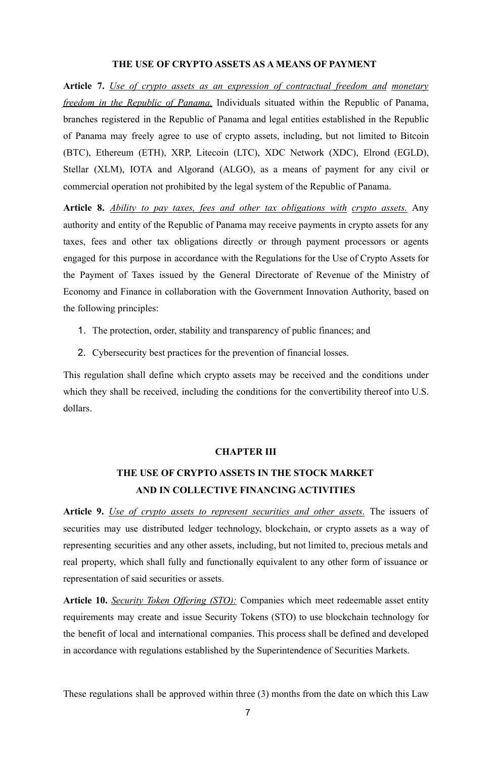## THE USE OF CRYPTO ASSETS AS A MEANS OF PAYMENT

**Article 7.** *Use of crypto assets as an expression of contractual freedom and monetary freedom in the Republic of Panama.* Individuals situated within the Republic of Panama, branches registered in the Republic of Panama and legal entities established in the Republic of Panama may freely agree to use of crypto assets, including, but not limited to Bitcoin (BTC), Ethereum (ETH), XRP, Litecoin (LTC), XDC Network (XDC), Elrond (EGLD), Stellar (XLM), IOTA and Algorand (ALGO), as a means of payment for any civil or commercial operation not prohibited by the legal system of the Republic of Panama.

**Article 8.** *Ability to pay taxes, fees and other tax obligations with crypto assets.* Any authority and entity of the Republic of Panama may receive payments in crypto assets for any taxes, fees and other tax obligations directly or through payment processors or agents engaged for this purpose in accordance with the Regulations for the Use of Crypto Assets for the Payment of Taxes issued by the General Directorate of Revenue of the Ministry of Economy and Finance in collaboration with the Government Innovation Authority, based on the following principles:

1. The protection, order, stability and transparency of public finances; and
2. Cybersecurity best practices for the prevention of financial losses.

This regulation shall define which crypto assets may be received and the conditions under which they shall be received, including the conditions for the convertibility thereof into U.S. dollars.

## CHAPTER III

## THE USE OF CRYPTO ASSETS IN THE STOCK MARKET AND IN COLLECTIVE FINANCING ACTIVITIES

**Article 9.** *Use of crypto assets to represent securities and other assets*. The issuers of securities may use distributed ledger technology, blockchain, or crypto assets as a way of representing securities and any other assets, including, but not limited to, precious metals and real property, which shall fully and functionally equivalent to any other form of issuance or representation of said securities or assets.

**Article 10.** *Security Token Offering (STO):* Companies which meet redeemable asset entity requirements may create and issue Security Tokens (STO) to use blockchain technology for the benefit of local and international companies. This process shall be defined and developed in accordance with regulations established by the Superintendence of Securities Markets.

These regulations shall be approved within three (3) months from the date on which this Law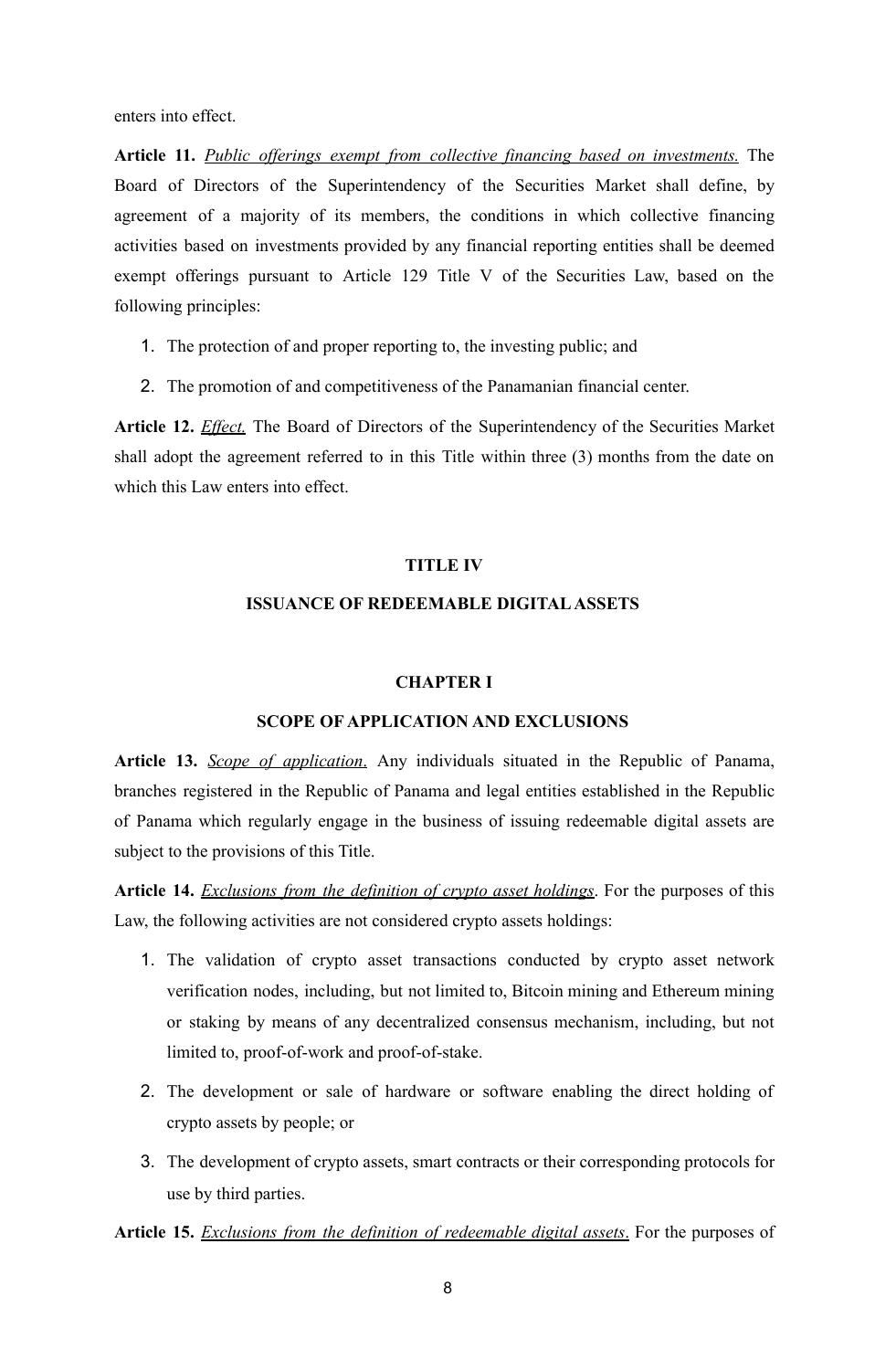enters into effect.

**Article 11.** *Public offerings exempt from collective financing based on investments.* The Board of Directors of the Superintendency of the Securities Market shall define, by agreement of a majority of its members, the conditions in which collective financing activities based on investments provided by any financial reporting entities shall be deemed exempt offerings pursuant to Article 129 Title V of the Securities Law, based on the following principles:

1. The protection of and proper reporting to, the investing public; and
2. The promotion of and competitiveness of the Panamanian financial center.

**Article 12.** *Effect.* The Board of Directors of the Superintendency of the Securities Market shall adopt the agreement referred to in this Title within three (3) months from the date on which this Law enters into effect.

## TITLE IV

## ISSUANCE OF REDEEMABLE DIGITAL ASSETS

### CHAPTER I

### SCOPE OF APPLICATION AND EXCLUSIONS

**Article 13.** *Scope of application*. Any individuals situated in the Republic of Panama, branches registered in the Republic of Panama and legal entities established in the Republic of Panama which regularly engage in the business of issuing redeemable digital assets are subject to the provisions of this Title.

**Article 14.** *Exclusions from the definition of crypto asset holdings*. For the purposes of this Law, the following activities are not considered crypto assets holdings:

1. The validation of crypto asset transactions conducted by crypto asset network verification nodes, including, but not limited to, Bitcoin mining and Ethereum mining or staking by means of any decentralized consensus mechanism, including, but not limited to, proof-of-work and proof-of-stake.
2. The development or sale of hardware or software enabling the direct holding of crypto assets by people; or
3. The development of crypto assets, smart contracts or their corresponding protocols for use by third parties.

**Article 15.** *Exclusions from the definition of redeemable digital assets*. For the purposes of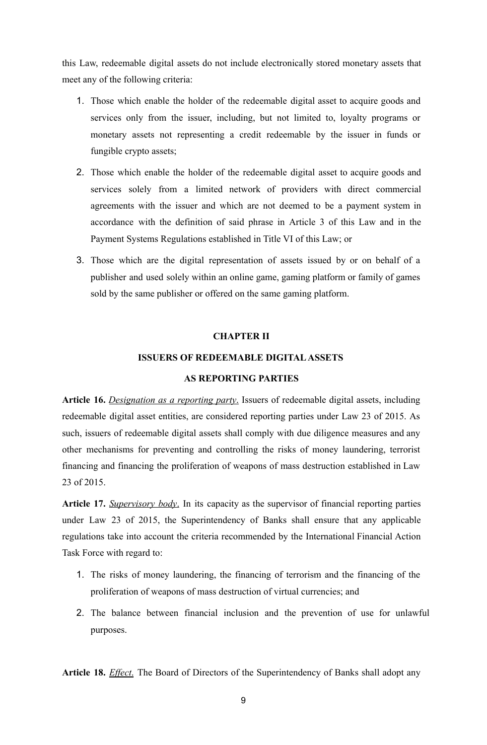this Law, redeemable digital assets do not include electronically stored monetary assets that meet any of the following criteria:

1. Those which enable the holder of the redeemable digital asset to acquire goods and services only from the issuer, including, but not limited to, loyalty programs or monetary assets not representing a credit redeemable by the issuer in funds or fungible crypto assets;
2. Those which enable the holder of the redeemable digital asset to acquire goods and services solely from a limited network of providers with direct commercial agreements with the issuer and which are not deemed to be a payment system in accordance with the definition of said phrase in Article 3 of this Law and in the Payment Systems Regulations established in Title VI of this Law; or
3. Those which are the digital representation of assets issued by or on behalf of a publisher and used solely within an online game, gaming platform or family of games sold by the same publisher or offered on the same gaming platform.

## CHAPTER II

## ISSUERS OF REDEEMABLE DIGITAL ASSETS AS REPORTING PARTIES

**Article 16.** *Designation as a reporting party*. Issuers of redeemable digital assets, including redeemable digital asset entities, are considered reporting parties under Law 23 of 2015. As such, issuers of redeemable digital assets shall comply with due diligence measures and any other mechanisms for preventing and controlling the risks of money laundering, terrorist financing and financing the proliferation of weapons of mass destruction established in Law 23 of 2015.

**Article 17.** *Supervisory body*. In its capacity as the supervisor of financial reporting parties under Law 23 of 2015, the Superintendency of Banks shall ensure that any applicable regulations take into account the criteria recommended by the International Financial Action Task Force with regard to:

1. The risks of money laundering, the financing of terrorism and the financing of the proliferation of weapons of mass destruction of virtual currencies; and
2. The balance between financial inclusion and the prevention of use for unlawful purposes.

**Article 18.** *Effect.* The Board of Directors of the Superintendency of Banks shall adopt any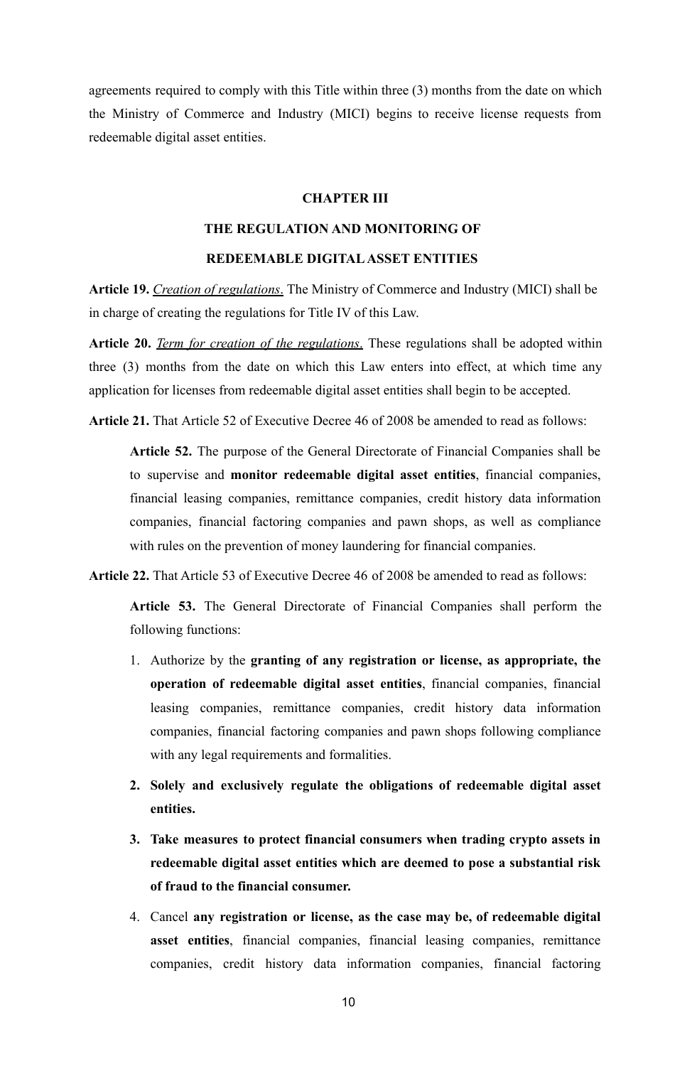agreements required to comply with this Title within three (3) months from the date on which the Ministry of Commerce and Industry (MICI) begins to receive license requests from redeemable digital asset entities.

## CHAPTER III

## THE REGULATION AND MONITORING OF REDEEMABLE DIGITAL ASSET ENTITIES

**Article 19.** *Creation of regulations*. The Ministry of Commerce and Industry (MICI) shall be in charge of creating the regulations for Title IV of this Law.

**Article 20.** *Term for creation of the regulations*. These regulations shall be adopted within three (3) months from the date on which this Law enters into effect, at which time any application for licenses from redeemable digital asset entities shall begin to be accepted.

**Article 21.** That Article 52 of Executive Decree 46 of 2008 be amended to read as follows:

> **Article 52.** The purpose of the General Directorate of Financial Companies shall be to supervise and **monitor redeemable digital asset entities**, financial companies, financial leasing companies, remittance companies, credit history data information companies, financial factoring companies and pawn shops, as well as compliance with rules on the prevention of money laundering for financial companies.

**Article 22.** That Article 53 of Executive Decree 46 of 2008 be amended to read as follows:

> **Article 53.** The General Directorate of Financial Companies shall perform the following functions:
>
> 1. Authorize by the **granting of any registration or license, as appropriate, the operation of redeemable digital asset entities**, financial companies, financial leasing companies, remittance companies, credit history data information companies, financial factoring companies and pawn shops following compliance with any legal requirements and formalities.
> 2. **Solely and exclusively regulate the obligations of redeemable digital asset entities.**
> 3. **Take measures to protect financial consumers when trading crypto assets in redeemable digital asset entities which are deemed to pose a substantial risk of fraud to the financial consumer.**
> 4. Cancel **any registration or license, as the case may be, of redeemable digital asset entities**, financial companies, financial leasing companies, remittance companies, credit history data information companies, financial factoring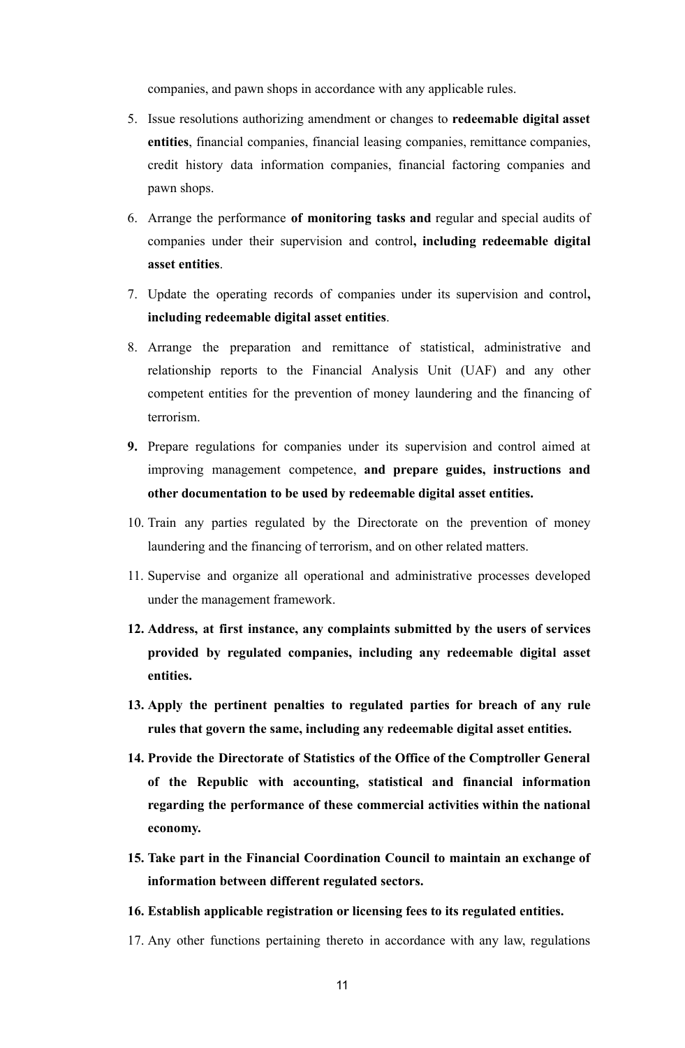companies, and pawn shops in accordance with any applicable rules.

5. Issue resolutions authorizing amendment or changes to **redeemable digital asset entities**, financial companies, financial leasing companies, remittance companies, credit history data information companies, financial factoring companies and pawn shops.

6. Arrange the performance **of monitoring tasks and** regular and special audits of companies under their supervision and control**, including redeemable digital asset entities**.

7. Update the operating records of companies under its supervision and control**, including redeemable digital asset entities**.

8. Arrange the preparation and remittance of statistical, administrative and relationship reports to the Financial Analysis Unit (UAF) and any other competent entities for the prevention of money laundering and the financing of terrorism.

9. Prepare regulations for companies under its supervision and control aimed at improving management competence, **and prepare guides, instructions and other documentation to be used by redeemable digital asset entities.**

10. Train any parties regulated by the Directorate on the prevention of money laundering and the financing of terrorism, and on other related matters.

11. Supervise and organize all operational and administrative processes developed under the management framework.

12. **Address, at first instance, any complaints submitted by the users of services provided by regulated companies, including any redeemable digital asset entities.**

13. **Apply the pertinent penalties to regulated parties for breach of any rule rules that govern the same, including any redeemable digital asset entities.**

14. **Provide the Directorate of Statistics of the Office of the Comptroller General of the Republic with accounting, statistical and financial information regarding the performance of these commercial activities within the national economy.**

15. **Take part in the Financial Coordination Council to maintain an exchange of information between different regulated sectors.**

16. **Establish applicable registration or licensing fees to its regulated entities.**

17. Any other functions pertaining thereto in accordance with any law, regulations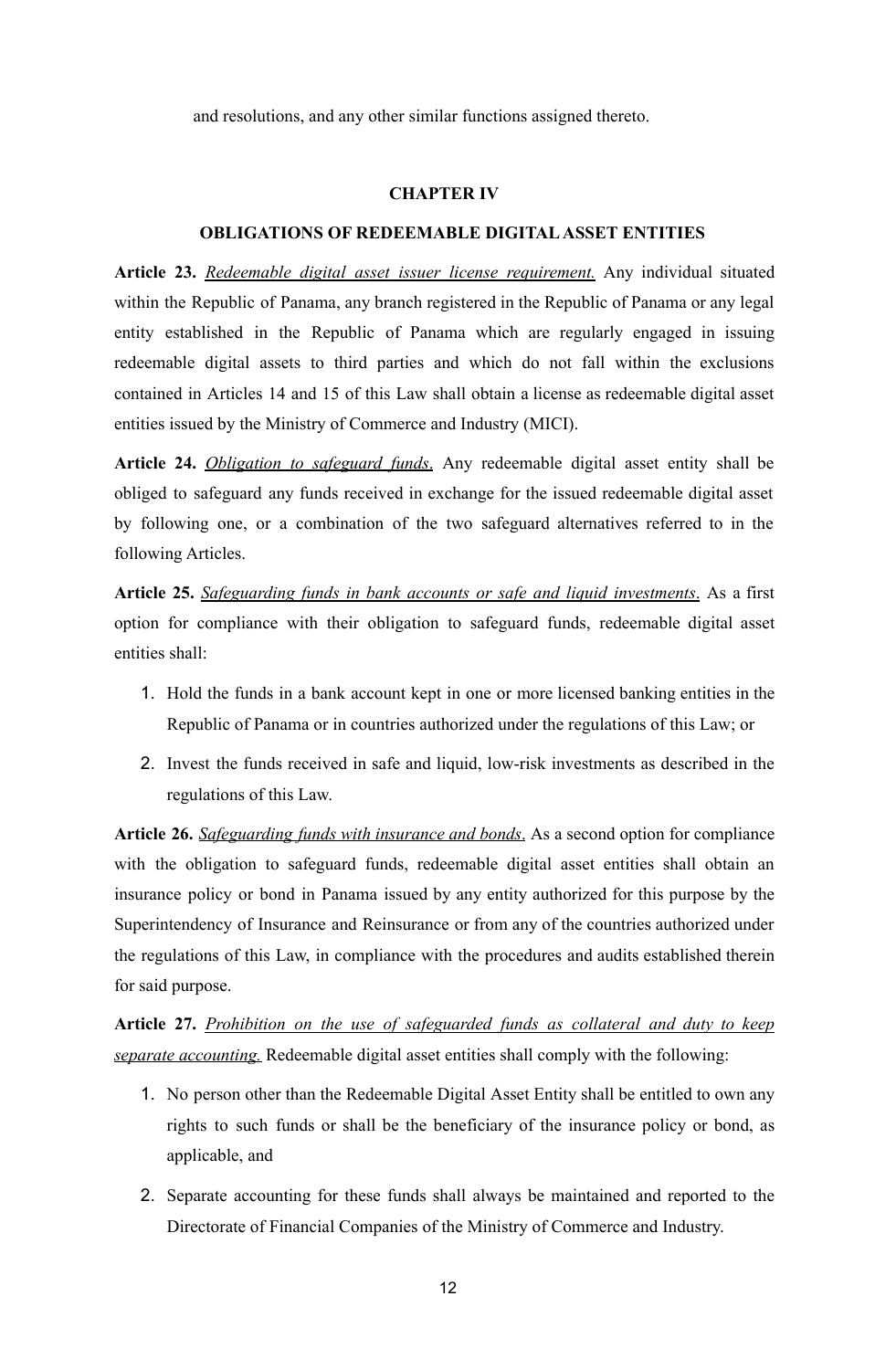and resolutions, and any other similar functions assigned thereto.

## CHAPTER IV

## OBLIGATIONS OF REDEEMABLE DIGITAL ASSET ENTITIES

**Article 23.** *Redeemable digital asset issuer license requirement.* Any individual situated within the Republic of Panama, any branch registered in the Republic of Panama or any legal entity established in the Republic of Panama which are regularly engaged in issuing redeemable digital assets to third parties and which do not fall within the exclusions contained in Articles 14 and 15 of this Law shall obtain a license as redeemable digital asset entities issued by the Ministry of Commerce and Industry (MICI).

**Article 24.** *Obligation to safeguard funds*. Any redeemable digital asset entity shall be obliged to safeguard any funds received in exchange for the issued redeemable digital asset by following one, or a combination of the two safeguard alternatives referred to in the following Articles.

**Article 25.** *Safeguarding funds in bank accounts or safe and liquid investments*. As a first option for compliance with their obligation to safeguard funds, redeemable digital asset entities shall:

1. Hold the funds in a bank account kept in one or more licensed banking entities in the Republic of Panama or in countries authorized under the regulations of this Law; or
2. Invest the funds received in safe and liquid, low-risk investments as described in the regulations of this Law.

**Article 26.** *Safeguarding funds with insurance and bonds*. As a second option for compliance with the obligation to safeguard funds, redeemable digital asset entities shall obtain an insurance policy or bond in Panama issued by any entity authorized for this purpose by the Superintendency of Insurance and Reinsurance or from any of the countries authorized under the regulations of this Law, in compliance with the procedures and audits established therein for said purpose.

**Article 27.** *Prohibition on the use of safeguarded funds as collateral and duty to keep separate accounting.* Redeemable digital asset entities shall comply with the following:

1. No person other than the Redeemable Digital Asset Entity shall be entitled to own any rights to such funds or shall be the beneficiary of the insurance policy or bond, as applicable, and
2. Separate accounting for these funds shall always be maintained and reported to the Directorate of Financial Companies of the Ministry of Commerce and Industry.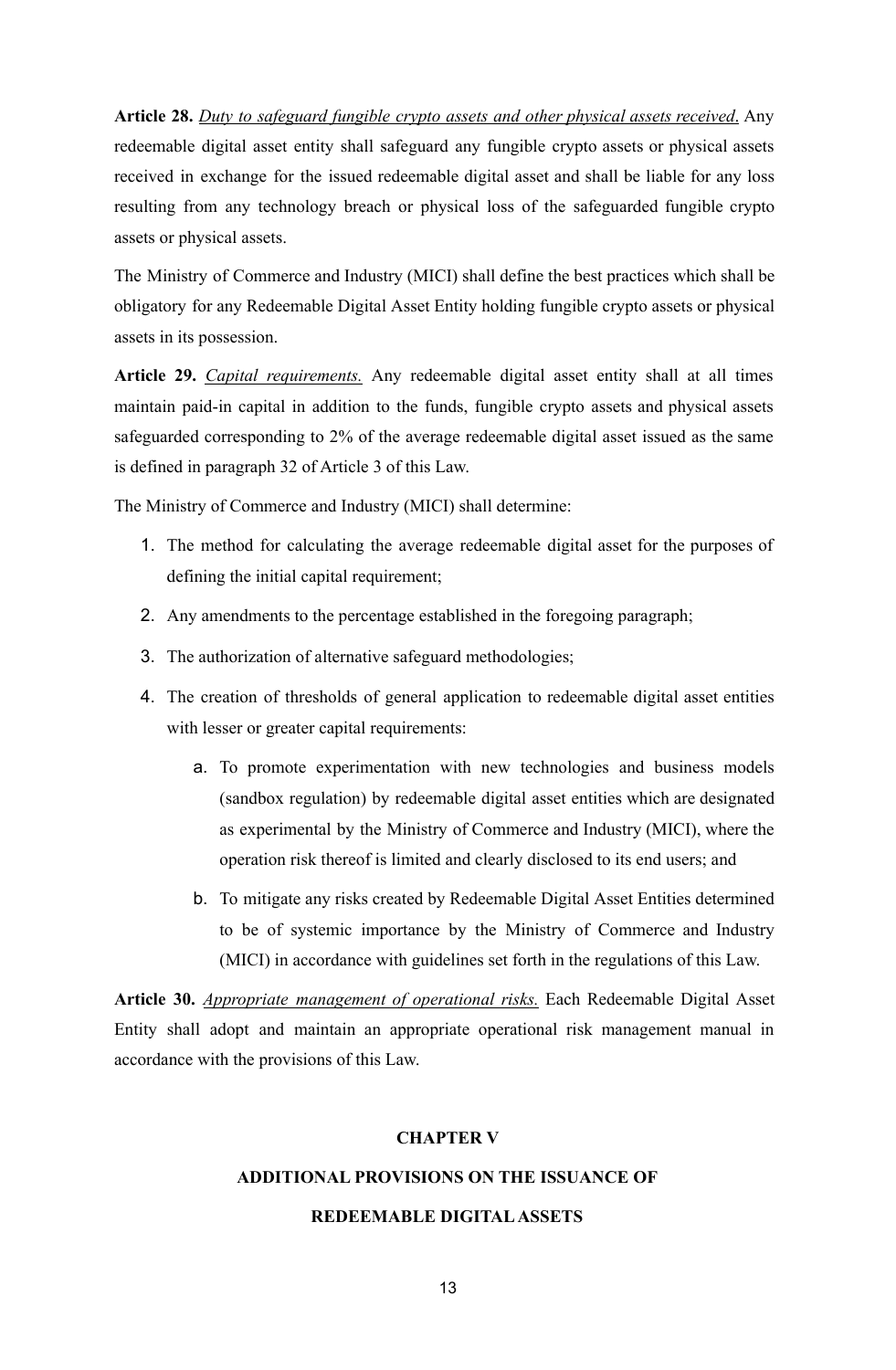**Article 28.** _Duty to safeguard fungible crypto assets and other physical assets received_. Any redeemable digital asset entity shall safeguard any fungible crypto assets or physical assets received in exchange for the issued redeemable digital asset and shall be liable for any loss resulting from any technology breach or physical loss of the safeguarded fungible crypto assets or physical assets.

The Ministry of Commerce and Industry (MICI) shall define the best practices which shall be obligatory for any Redeemable Digital Asset Entity holding fungible crypto assets or physical assets in its possession.

**Article 29.** _Capital requirements._ Any redeemable digital asset entity shall at all times maintain paid-in capital in addition to the funds, fungible crypto assets and physical assets safeguarded corresponding to 2% of the average redeemable digital asset issued as the same is defined in paragraph 32 of Article 3 of this Law.

The Ministry of Commerce and Industry (MICI) shall determine:

1. The method for calculating the average redeemable digital asset for the purposes of defining the initial capital requirement;
2. Any amendments to the percentage established in the foregoing paragraph;
3. The authorization of alternative safeguard methodologies;
4. The creation of thresholds of general application to redeemable digital asset entities with lesser or greater capital requirements:
    a. To promote experimentation with new technologies and business models (sandbox regulation) by redeemable digital asset entities which are designated as experimental by the Ministry of Commerce and Industry (MICI), where the operation risk thereof is limited and clearly disclosed to its end users; and
    b. To mitigate any risks created by Redeemable Digital Asset Entities determined to be of systemic importance by the Ministry of Commerce and Industry (MICI) in accordance with guidelines set forth in the regulations of this Law.

**Article 30.** _Appropriate management of operational risks._ Each Redeemable Digital Asset Entity shall adopt and maintain an appropriate operational risk management manual in accordance with the provisions of this Law.

## CHAPTER V

## ADDITIONAL PROVISIONS ON THE ISSUANCE OF REDEEMABLE DIGITAL ASSETS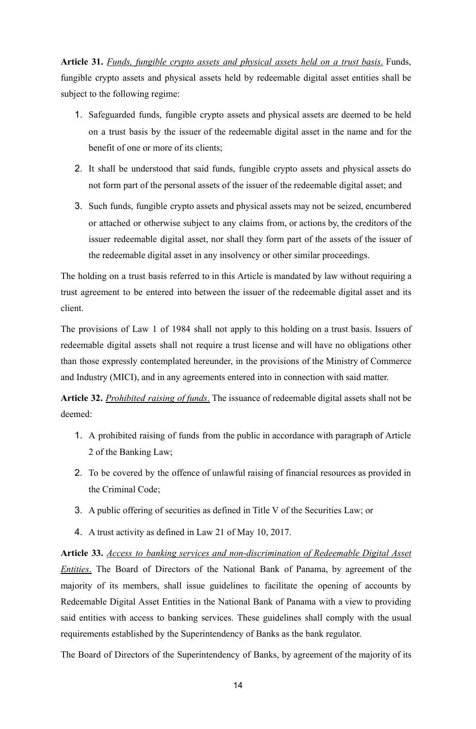**Article 31.** *Funds, fungible crypto assets and physical assets held on a trust basis*. Funds, fungible crypto assets and physical assets held by redeemable digital asset entities shall be subject to the following regime:

1. Safeguarded funds, fungible crypto assets and physical assets are deemed to be held on a trust basis by the issuer of the redeemable digital asset in the name and for the benefit of one or more of its clients;
2. It shall be understood that said funds, fungible crypto assets and physical assets do not form part of the personal assets of the issuer of the redeemable digital asset; and
3. Such funds, fungible crypto assets and physical assets may not be seized, encumbered or attached or otherwise subject to any claims from, or actions by, the creditors of the issuer redeemable digital asset, nor shall they form part of the assets of the issuer of the redeemable digital asset in any insolvency or other similar proceedings.

The holding on a trust basis referred to in this Article is mandated by law without requiring a trust agreement to be entered into between the issuer of the redeemable digital asset and its client.

The provisions of Law 1 of 1984 shall not apply to this holding on a trust basis. Issuers of redeemable digital assets shall not require a trust license and will have no obligations other than those expressly contemplated hereunder, in the provisions of the Ministry of Commerce and Industry (MICI), and in any agreements entered into in connection with said matter.

**Article 32.** *Prohibited raising of funds*. The issuance of redeemable digital assets shall not be deemed:

1. A prohibited raising of funds from the public in accordance with paragraph of Article 2 of the Banking Law;
2. To be covered by the offence of unlawful raising of financial resources as provided in the Criminal Code;
3. A public offering of securities as defined in Title V of the Securities Law; or
4. A trust activity as defined in Law 21 of May 10, 2017.

**Article 33.** *Access to banking services and non-discrimination of Redeemable Digital Asset Entities*. The Board of Directors of the National Bank of Panama, by agreement of the majority of its members, shall issue guidelines to facilitate the opening of accounts by Redeemable Digital Asset Entities in the National Bank of Panama with a view to providing said entities with access to banking services. These guidelines shall comply with the usual requirements established by the Superintendency of Banks as the bank regulator.

The Board of Directors of the Superintendency of Banks, by agreement of the majority of its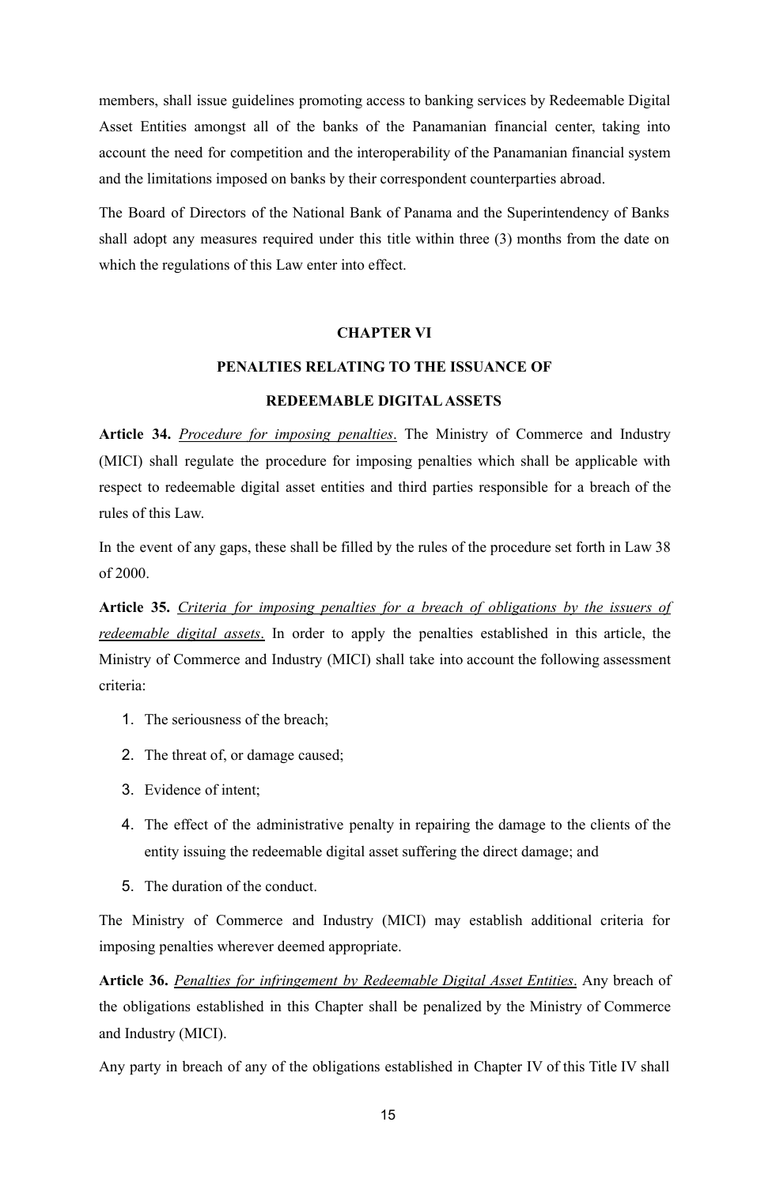members, shall issue guidelines promoting access to banking services by Redeemable Digital Asset Entities amongst all of the banks of the Panamanian financial center, taking into account the need for competition and the interoperability of the Panamanian financial system and the limitations imposed on banks by their correspondent counterparties abroad.

The Board of Directors of the National Bank of Panama and the Superintendency of Banks shall adopt any measures required under this title within three (3) months from the date on which the regulations of this Law enter into effect.

## CHAPTER VI

## PENALTIES RELATING TO THE ISSUANCE OF REDEEMABLE DIGITAL ASSETS

**Article 34.** *Procedure for imposing penalties*. The Ministry of Commerce and Industry (MICI) shall regulate the procedure for imposing penalties which shall be applicable with respect to redeemable digital asset entities and third parties responsible for a breach of the rules of this Law.

In the event of any gaps, these shall be filled by the rules of the procedure set forth in Law 38 of 2000.

**Article 35.** *Criteria for imposing penalties for a breach of obligations by the issuers of redeemable digital assets*. In order to apply the penalties established in this article, the Ministry of Commerce and Industry (MICI) shall take into account the following assessment criteria:

1. The seriousness of the breach;
2. The threat of, or damage caused;
3. Evidence of intent;
4. The effect of the administrative penalty in repairing the damage to the clients of the entity issuing the redeemable digital asset suffering the direct damage; and
5. The duration of the conduct.

The Ministry of Commerce and Industry (MICI) may establish additional criteria for imposing penalties wherever deemed appropriate.

**Article 36.** *Penalties for infringement by Redeemable Digital Asset Entities*. Any breach of the obligations established in this Chapter shall be penalized by the Ministry of Commerce and Industry (MICI).

Any party in breach of any of the obligations established in Chapter IV of this Title IV shall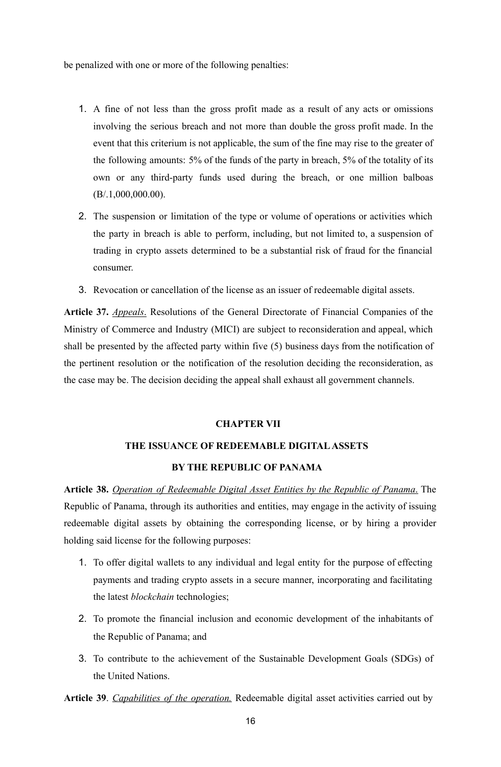be penalized with one or more of the following penalties:

1. A fine of not less than the gross profit made as a result of any acts or omissions involving the serious breach and not more than double the gross profit made. In the event that this criterium is not applicable, the sum of the fine may rise to the greater of the following amounts: 5% of the funds of the party in breach, 5% of the totality of its own or any third-party funds used during the breach, or one million balboas (B/.1,000,000.00).
2. The suspension or limitation of the type or volume of operations or activities which the party in breach is able to perform, including, but not limited to, a suspension of trading in crypto assets determined to be a substantial risk of fraud for the financial consumer.
3. Revocation or cancellation of the license as an issuer of redeemable digital assets.

**Article 37.** *Appeals*. Resolutions of the General Directorate of Financial Companies of the Ministry of Commerce and Industry (MICI) are subject to reconsideration and appeal, which shall be presented by the affected party within five (5) business days from the notification of the pertinent resolution or the notification of the resolution deciding the reconsideration, as the case may be. The decision deciding the appeal shall exhaust all government channels.

## CHAPTER VII

## THE ISSUANCE OF REDEEMABLE DIGITAL ASSETS BY THE REPUBLIC OF PANAMA

**Article 38.** *Operation of Redeemable Digital Asset Entities by the Republic of Panama*. The Republic of Panama, through its authorities and entities, may engage in the activity of issuing redeemable digital assets by obtaining the corresponding license, or by hiring a provider holding said license for the following purposes:

1. To offer digital wallets to any individual and legal entity for the purpose of effecting payments and trading crypto assets in a secure manner, incorporating and facilitating the latest *blockchain* technologies;
2. To promote the financial inclusion and economic development of the inhabitants of the Republic of Panama; and
3. To contribute to the achievement of the Sustainable Development Goals (SDGs) of the United Nations.

**Article 39**. *Capabilities of the operation.* Redeemable digital asset activities carried out by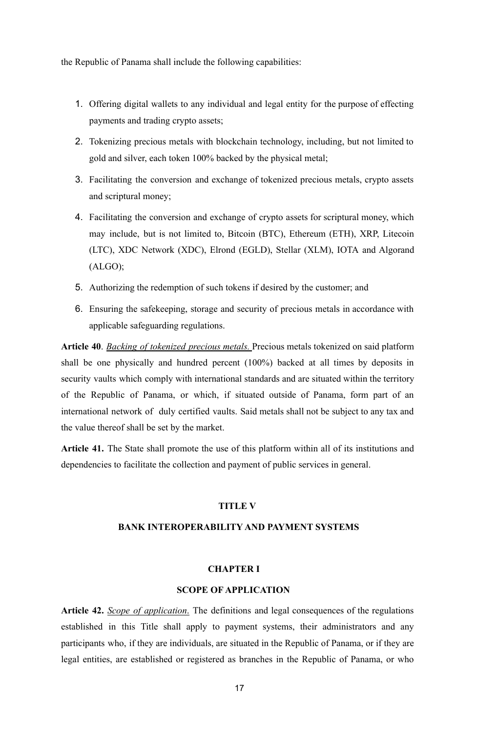the Republic of Panama shall include the following capabilities:

1. Offering digital wallets to any individual and legal entity for the purpose of effecting payments and trading crypto assets;
2. Tokenizing precious metals with blockchain technology, including, but not limited to gold and silver, each token 100% backed by the physical metal;
3. Facilitating the conversion and exchange of tokenized precious metals, crypto assets and scriptural money;
4. Facilitating the conversion and exchange of crypto assets for scriptural money, which may include, but is not limited to, Bitcoin (BTC), Ethereum (ETH), XRP, Litecoin (LTC), XDC Network (XDC), Elrond (EGLD), Stellar (XLM), IOTA and Algorand (ALGO);
5. Authorizing the redemption of such tokens if desired by the customer; and
6. Ensuring the safekeeping, storage and security of precious metals in accordance with applicable safeguarding regulations.

**Article 40**. *Backing of tokenized precious metals.* Precious metals tokenized on said platform shall be one physically and hundred percent (100%) backed at all times by deposits in security vaults which comply with international standards and are situated within the territory of the Republic of Panama, or which, if situated outside of Panama, form part of an international network of duly certified vaults. Said metals shall not be subject to any tax and the value thereof shall be set by the market.

**Article 41.** The State shall promote the use of this platform within all of its institutions and dependencies to facilitate the collection and payment of public services in general.

## TITLE V

## BANK INTEROPERABILITY AND PAYMENT SYSTEMS

### CHAPTER I

### SCOPE OF APPLICATION

**Article 42.** *Scope of application*. The definitions and legal consequences of the regulations established in this Title shall apply to payment systems, their administrators and any participants who, if they are individuals, are situated in the Republic of Panama, or if they are legal entities, are established or registered as branches in the Republic of Panama, or who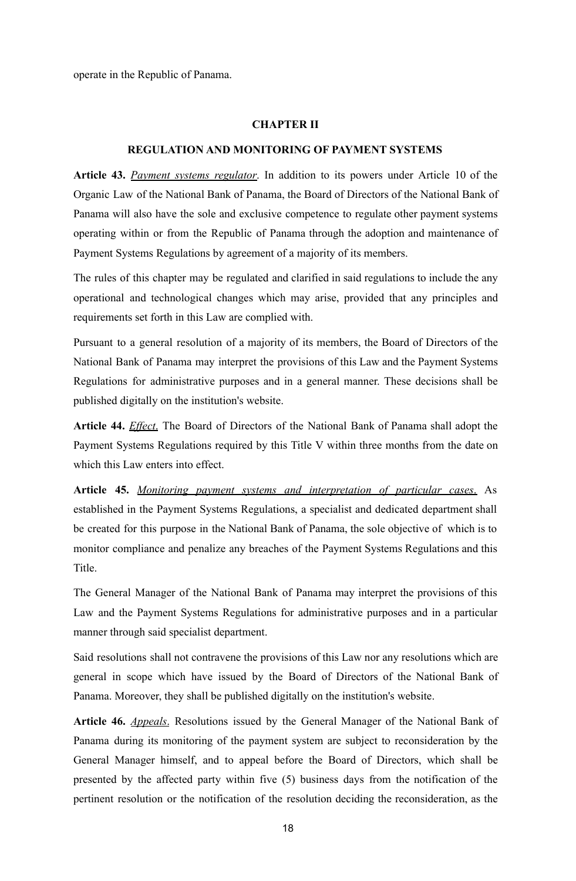operate in the Republic of Panama.

## CHAPTER II

## REGULATION AND MONITORING OF PAYMENT SYSTEMS

**Article 43.** *Payment systems regulator.* In addition to its powers under Article 10 of the Organic Law of the National Bank of Panama, the Board of Directors of the National Bank of Panama will also have the sole and exclusive competence to regulate other payment systems operating within or from the Republic of Panama through the adoption and maintenance of Payment Systems Regulations by agreement of a majority of its members.

The rules of this chapter may be regulated and clarified in said regulations to include the any operational and technological changes which may arise, provided that any principles and requirements set forth in this Law are complied with.

Pursuant to a general resolution of a majority of its members, the Board of Directors of the National Bank of Panama may interpret the provisions of this Law and the Payment Systems Regulations for administrative purposes and in a general manner. These decisions shall be published digitally on the institution's website.

**Article 44.** *Effect.* The Board of Directors of the National Bank of Panama shall adopt the Payment Systems Regulations required by this Title V within three months from the date on which this Law enters into effect.

**Article 45.** *Monitoring payment systems and interpretation of particular cases.* As established in the Payment Systems Regulations, a specialist and dedicated department shall be created for this purpose in the National Bank of Panama, the sole objective of which is to monitor compliance and penalize any breaches of the Payment Systems Regulations and this Title.

The General Manager of the National Bank of Panama may interpret the provisions of this Law and the Payment Systems Regulations for administrative purposes and in a particular manner through said specialist department.

Said resolutions shall not contravene the provisions of this Law nor any resolutions which are general in scope which have issued by the Board of Directors of the National Bank of Panama. Moreover, they shall be published digitally on the institution's website.

**Article 46.** *Appeals.* Resolutions issued by the General Manager of the National Bank of Panama during its monitoring of the payment system are subject to reconsideration by the General Manager himself, and to appeal before the Board of Directors, which shall be presented by the affected party within five (5) business days from the notification of the pertinent resolution or the notification of the resolution deciding the reconsideration, as the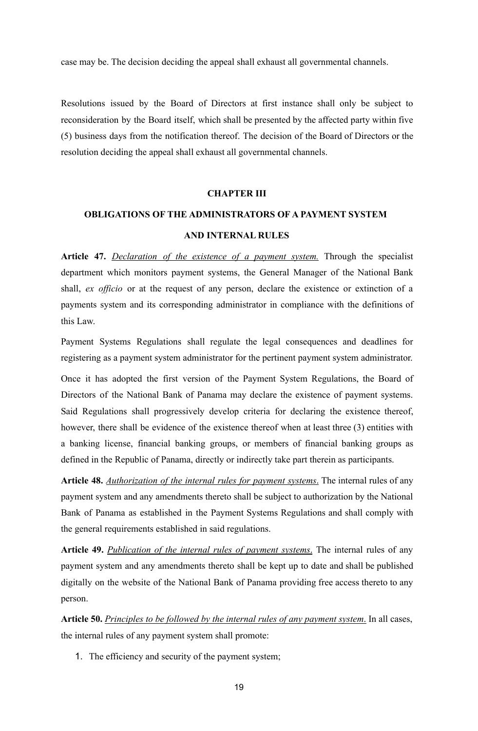case may be. The decision deciding the appeal shall exhaust all governmental channels.

Resolutions issued by the Board of Directors at first instance shall only be subject to reconsideration by the Board itself, which shall be presented by the affected party within five (5) business days from the notification thereof. The decision of the Board of Directors or the resolution deciding the appeal shall exhaust all governmental channels.

## CHAPTER III

## OBLIGATIONS OF THE ADMINISTRATORS OF A PAYMENT SYSTEM AND INTERNAL RULES

**Article 47.** *Declaration of the existence of a payment system.* Through the specialist department which monitors payment systems, the General Manager of the National Bank shall, *ex officio* or at the request of any person, declare the existence or extinction of a payments system and its corresponding administrator in compliance with the definitions of this Law.

Payment Systems Regulations shall regulate the legal consequences and deadlines for registering as a payment system administrator for the pertinent payment system administrator.

Once it has adopted the first version of the Payment System Regulations, the Board of Directors of the National Bank of Panama may declare the existence of payment systems. Said Regulations shall progressively develop criteria for declaring the existence thereof, however, there shall be evidence of the existence thereof when at least three (3) entities with a banking license, financial banking groups, or members of financial banking groups as defined in the Republic of Panama, directly or indirectly take part therein as participants.

**Article 48.** *Authorization of the internal rules for payment systems*. The internal rules of any payment system and any amendments thereto shall be subject to authorization by the National Bank of Panama as established in the Payment Systems Regulations and shall comply with the general requirements established in said regulations.

**Article 49.** *Publication of the internal rules of payment systems*. The internal rules of any payment system and any amendments thereto shall be kept up to date and shall be published digitally on the website of the National Bank of Panama providing free access thereto to any person.

**Article 50.** *Principles to be followed by the internal rules of any payment system*. In all cases, the internal rules of any payment system shall promote:

1. The efficiency and security of the payment system;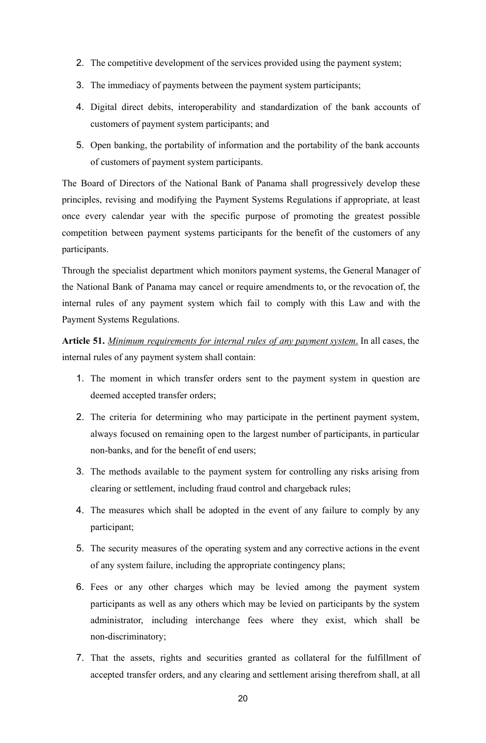2. The competitive development of the services provided using the payment system;
3. The immediacy of payments between the payment system participants;
4. Digital direct debits, interoperability and standardization of the bank accounts of customers of payment system participants; and
5. Open banking, the portability of information and the portability of the bank accounts of customers of payment system participants.

The Board of Directors of the National Bank of Panama shall progressively develop these principles, revising and modifying the Payment Systems Regulations if appropriate, at least once every calendar year with the specific purpose of promoting the greatest possible competition between payment systems participants for the benefit of the customers of any participants.

Through the specialist department which monitors payment systems, the General Manager of the National Bank of Panama may cancel or require amendments to, or the revocation of, the internal rules of any payment system which fail to comply with this Law and with the Payment Systems Regulations.

**Article 51.** *Minimum requirements for internal rules of any payment system*. In all cases, the internal rules of any payment system shall contain:

1. The moment in which transfer orders sent to the payment system in question are deemed accepted transfer orders;
2. The criteria for determining who may participate in the pertinent payment system, always focused on remaining open to the largest number of participants, in particular non-banks, and for the benefit of end users;
3. The methods available to the payment system for controlling any risks arising from clearing or settlement, including fraud control and chargeback rules;
4. The measures which shall be adopted in the event of any failure to comply by any participant;
5. The security measures of the operating system and any corrective actions in the event of any system failure, including the appropriate contingency plans;
6. Fees or any other charges which may be levied among the payment system participants as well as any others which may be levied on participants by the system administrator, including interchange fees where they exist, which shall be non-discriminatory;
7. That the assets, rights and securities granted as collateral for the fulfillment of accepted transfer orders, and any clearing and settlement arising therefrom shall, at all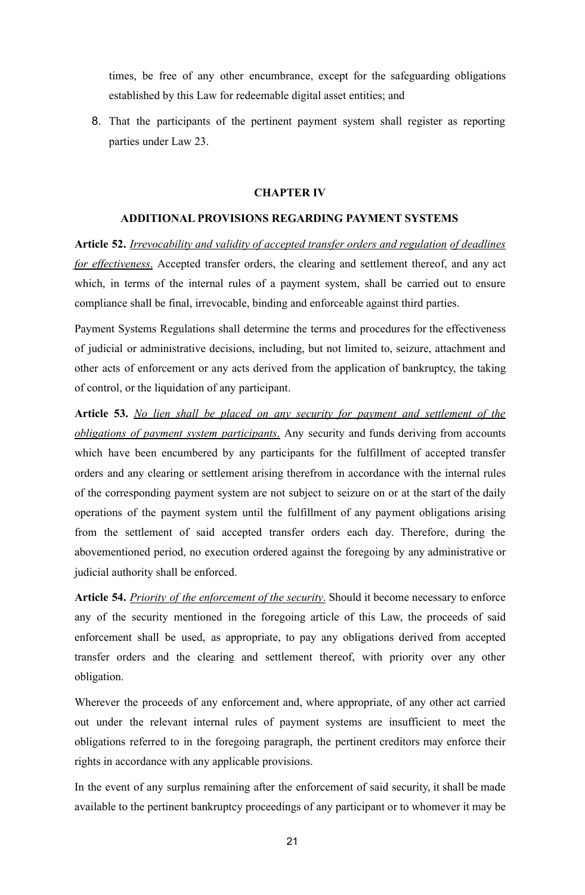times, be free of any other encumbrance, except for the safeguarding obligations established by this Law for redeemable digital asset entities; and

8. That the participants of the pertinent payment system shall register as reporting parties under Law 23.

## CHAPTER IV

## ADDITIONAL PROVISIONS REGARDING PAYMENT SYSTEMS

**Article 52.** _Irrevocability and validity of accepted transfer orders and regulation of deadlines for effectiveness_. Accepted transfer orders, the clearing and settlement thereof, and any act which, in terms of the internal rules of a payment system, shall be carried out to ensure compliance shall be final, irrevocable, binding and enforceable against third parties.

Payment Systems Regulations shall determine the terms and procedures for the effectiveness of judicial or administrative decisions, including, but not limited to, seizure, attachment and other acts of enforcement or any acts derived from the application of bankruptcy, the taking of control, or the liquidation of any participant.

**Article 53.** _No lien shall be placed on any security for payment and settlement of the obligations of payment system participants_. Any security and funds deriving from accounts which have been encumbered by any participants for the fulfillment of accepted transfer orders and any clearing or settlement arising therefrom in accordance with the internal rules of the corresponding payment system are not subject to seizure on or at the start of the daily operations of the payment system until the fulfillment of any payment obligations arising from the settlement of said accepted transfer orders each day. Therefore, during the abovementioned period, no execution ordered against the foregoing by any administrative or judicial authority shall be enforced.

**Article 54.** _Priority of the enforcement of the security_. Should it become necessary to enforce any of the security mentioned in the foregoing article of this Law, the proceeds of said enforcement shall be used, as appropriate, to pay any obligations derived from accepted transfer orders and the clearing and settlement thereof, with priority over any other obligation.

Wherever the proceeds of any enforcement and, where appropriate, of any other act carried out under the relevant internal rules of payment systems are insufficient to meet the obligations referred to in the foregoing paragraph, the pertinent creditors may enforce their rights in accordance with any applicable provisions.

In the event of any surplus remaining after the enforcement of said security, it shall be made available to the pertinent bankruptcy proceedings of any participant or to whomever it may be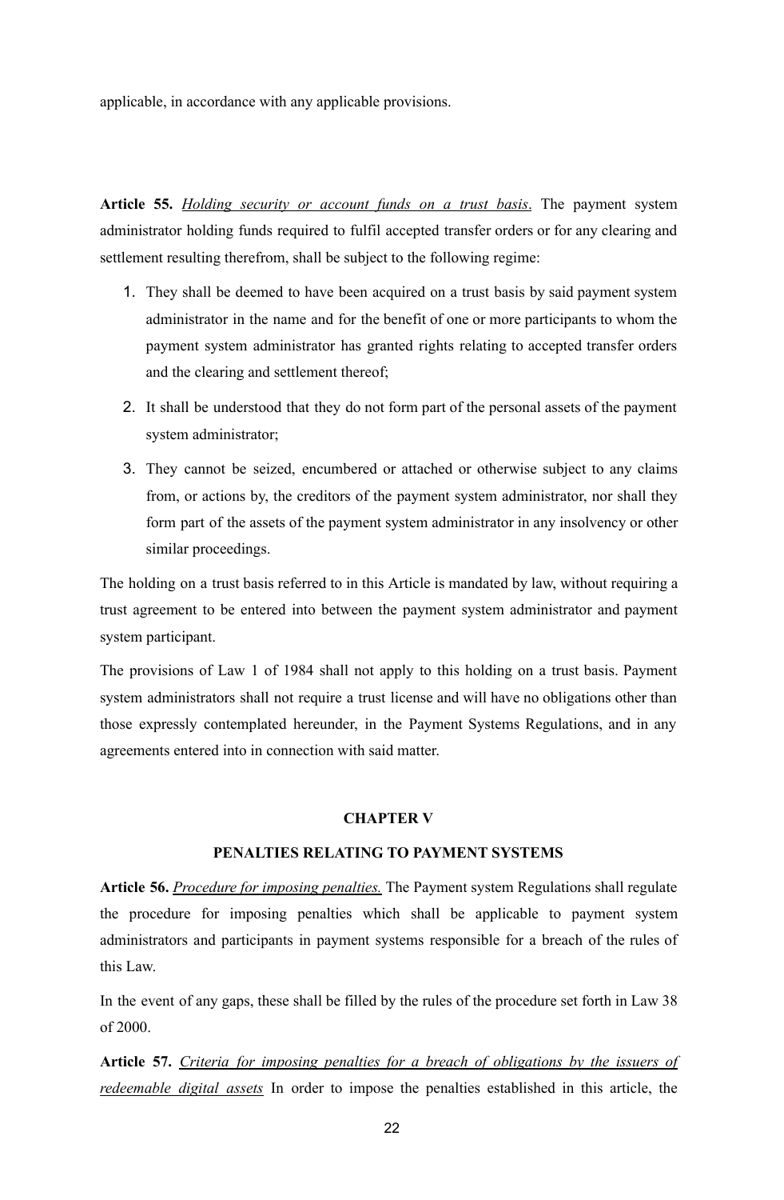applicable, in accordance with any applicable provisions.

**Article 55.** _Holding security or account funds on a trust basis_. The payment system administrator holding funds required to fulfil accepted transfer orders or for any clearing and settlement resulting therefrom, shall be subject to the following regime:

1. They shall be deemed to have been acquired on a trust basis by said payment system administrator in the name and for the benefit of one or more participants to whom the payment system administrator has granted rights relating to accepted transfer orders and the clearing and settlement thereof;
2. It shall be understood that they do not form part of the personal assets of the payment system administrator;
3. They cannot be seized, encumbered or attached or otherwise subject to any claims from, or actions by, the creditors of the payment system administrator, nor shall they form part of the assets of the payment system administrator in any insolvency or other similar proceedings.

The holding on a trust basis referred to in this Article is mandated by law, without requiring a trust agreement to be entered into between the payment system administrator and payment system participant.

The provisions of Law 1 of 1984 shall not apply to this holding on a trust basis. Payment system administrators shall not require a trust license and will have no obligations other than those expressly contemplated hereunder, in the Payment Systems Regulations, and in any agreements entered into in connection with said matter.

## CHAPTER V

## PENALTIES RELATING TO PAYMENT SYSTEMS

**Article 56.** _Procedure for imposing penalties._ The Payment system Regulations shall regulate the procedure for imposing penalties which shall be applicable to payment system administrators and participants in payment systems responsible for a breach of the rules of this Law.

In the event of any gaps, these shall be filled by the rules of the procedure set forth in Law 38 of 2000.

**Article 57.** _Criteria for imposing penalties for a breach of obligations by the issuers of redeemable digital assets_ In order to impose the penalties established in this article, the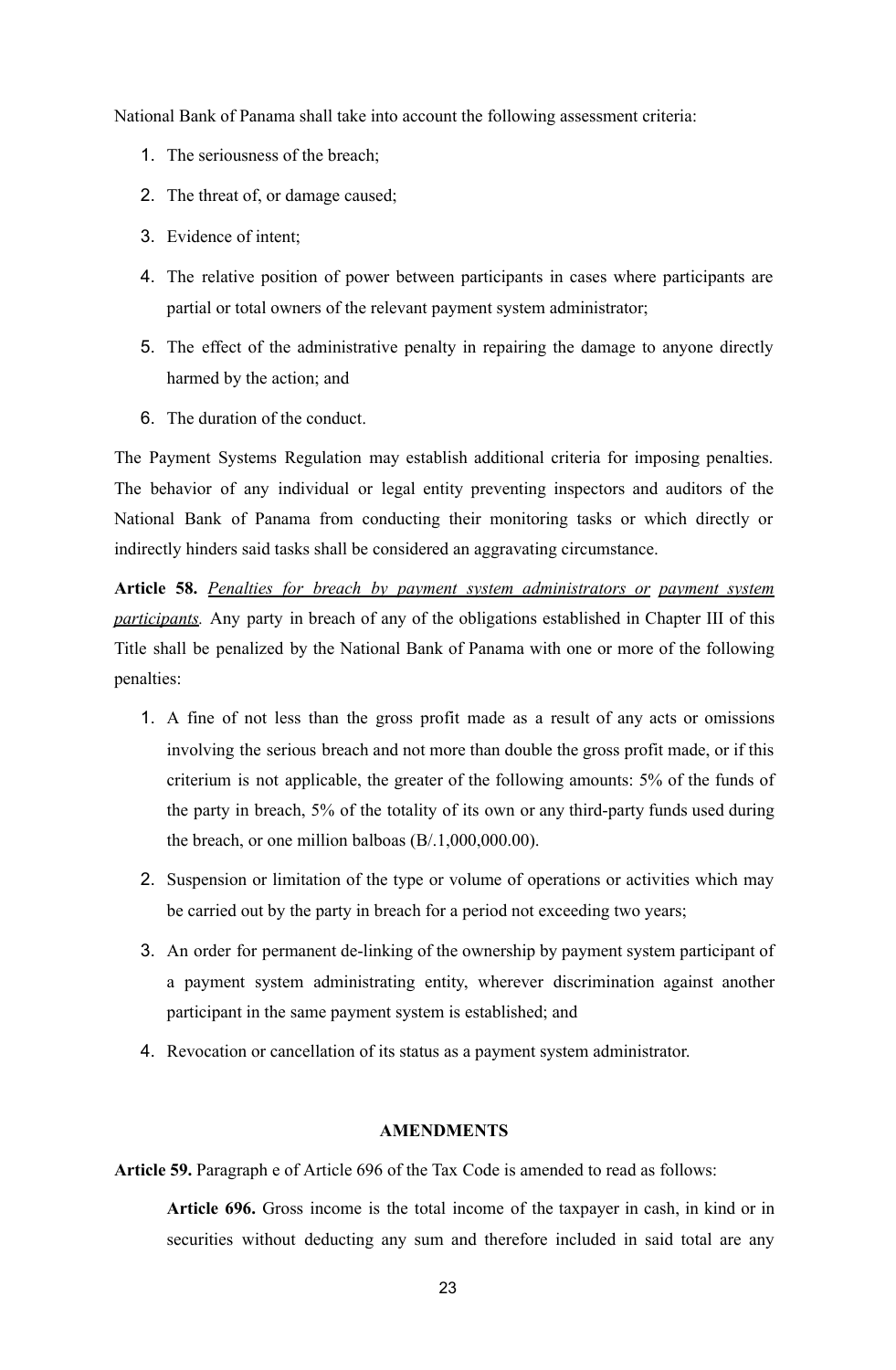National Bank of Panama shall take into account the following assessment criteria:

1. The seriousness of the breach;
2. The threat of, or damage caused;
3. Evidence of intent;
4. The relative position of power between participants in cases where participants are partial or total owners of the relevant payment system administrator;
5. The effect of the administrative penalty in repairing the damage to anyone directly harmed by the action; and
6. The duration of the conduct.

The Payment Systems Regulation may establish additional criteria for imposing penalties. The behavior of any individual or legal entity preventing inspectors and auditors of the National Bank of Panama from conducting their monitoring tasks or which directly or indirectly hinders said tasks shall be considered an aggravating circumstance.

**Article 58.** *Penalties for breach by payment system administrators or payment system participants.* Any party in breach of any of the obligations established in Chapter III of this Title shall be penalized by the National Bank of Panama with one or more of the following penalties:

1. A fine of not less than the gross profit made as a result of any acts or omissions involving the serious breach and not more than double the gross profit made, or if this criterium is not applicable, the greater of the following amounts: 5% of the funds of the party in breach, 5% of the totality of its own or any third-party funds used during the breach, or one million balboas (B/.1,000,000.00).
2. Suspension or limitation of the type or volume of operations or activities which may be carried out by the party in breach for a period not exceeding two years;
3. An order for permanent de-linking of the ownership by payment system participant of a payment system administrating entity, wherever discrimination against another participant in the same payment system is established; and
4. Revocation or cancellation of its status as a payment system administrator.

**AMENDMENTS**

**Article 59.** Paragraph e of Article 696 of the Tax Code is amended to read as follows:

> **Article 696.** Gross income is the total income of the taxpayer in cash, in kind or in securities without deducting any sum and therefore included in said total are any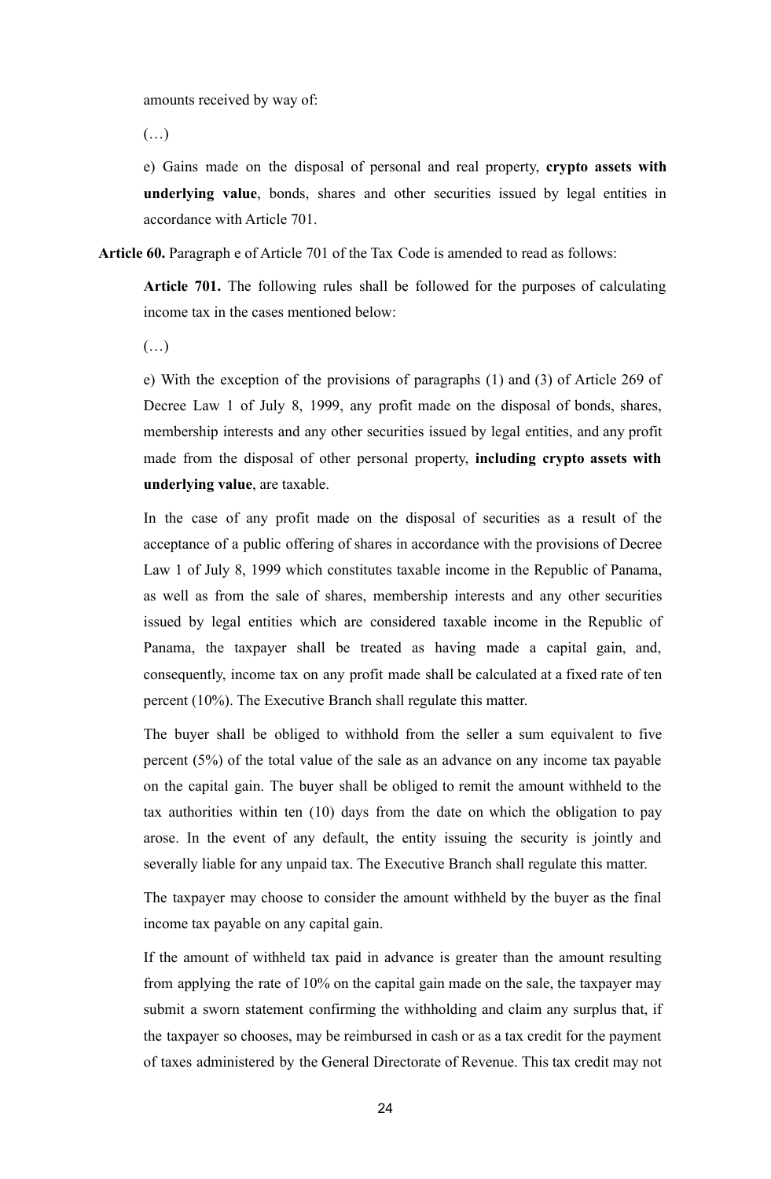amounts received by way of:

(…)

e) Gains made on the disposal of personal and real property, **crypto assets with underlying value**, bonds, shares and other securities issued by legal entities in accordance with Article 701.

**Article 60.** Paragraph e of Article 701 of the Tax Code is amended to read as follows:

**Article 701.** The following rules shall be followed for the purposes of calculating income tax in the cases mentioned below:

(…)

e) With the exception of the provisions of paragraphs (1) and (3) of Article 269 of Decree Law 1 of July 8, 1999, any profit made on the disposal of bonds, shares, membership interests and any other securities issued by legal entities, and any profit made from the disposal of other personal property, **including crypto assets with underlying value**, are taxable.

In the case of any profit made on the disposal of securities as a result of the acceptance of a public offering of shares in accordance with the provisions of Decree Law 1 of July 8, 1999 which constitutes taxable income in the Republic of Panama, as well as from the sale of shares, membership interests and any other securities issued by legal entities which are considered taxable income in the Republic of Panama, the taxpayer shall be treated as having made a capital gain, and, consequently, income tax on any profit made shall be calculated at a fixed rate of ten percent (10%). The Executive Branch shall regulate this matter.

The buyer shall be obliged to withhold from the seller a sum equivalent to five percent (5%) of the total value of the sale as an advance on any income tax payable on the capital gain. The buyer shall be obliged to remit the amount withheld to the tax authorities within ten (10) days from the date on which the obligation to pay arose. In the event of any default, the entity issuing the security is jointly and severally liable for any unpaid tax. The Executive Branch shall regulate this matter.

The taxpayer may choose to consider the amount withheld by the buyer as the final income tax payable on any capital gain.

If the amount of withheld tax paid in advance is greater than the amount resulting from applying the rate of 10% on the capital gain made on the sale, the taxpayer may submit a sworn statement confirming the withholding and claim any surplus that, if the taxpayer so chooses, may be reimbursed in cash or as a tax credit for the payment of taxes administered by the General Directorate of Revenue. This tax credit may not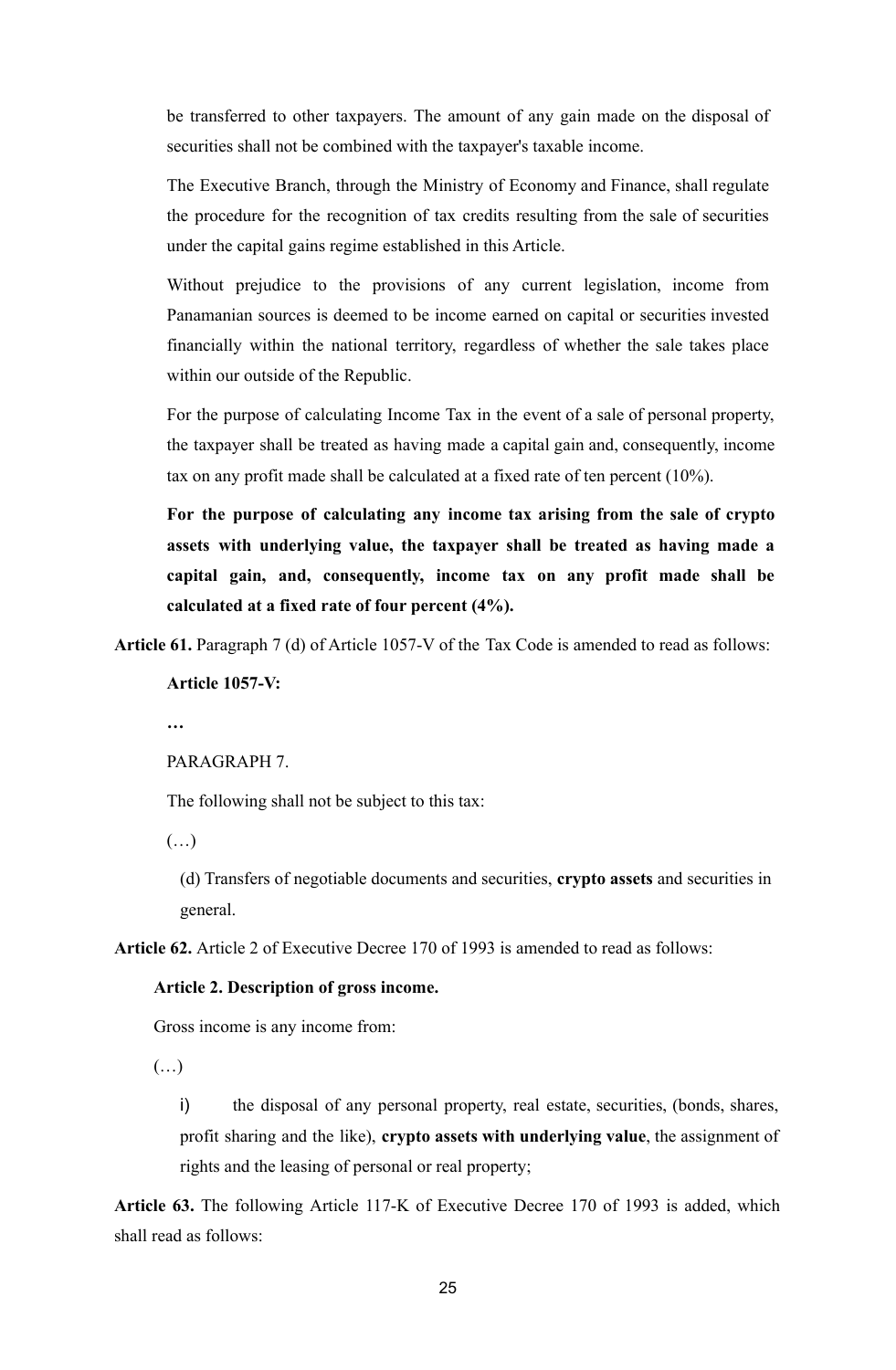be transferred to other taxpayers. The amount of any gain made on the disposal of securities shall not be combined with the taxpayer's taxable income.

The Executive Branch, through the Ministry of Economy and Finance, shall regulate the procedure for the recognition of tax credits resulting from the sale of securities under the capital gains regime established in this Article.

Without prejudice to the provisions of any current legislation, income from Panamanian sources is deemed to be income earned on capital or securities invested financially within the national territory, regardless of whether the sale takes place within our outside of the Republic.

For the purpose of calculating Income Tax in the event of a sale of personal property, the taxpayer shall be treated as having made a capital gain and, consequently, income tax on any profit made shall be calculated at a fixed rate of ten percent (10%).

**For the purpose of calculating any income tax arising from the sale of crypto assets with underlying value, the taxpayer shall be treated as having made a capital gain, and, consequently, income tax on any profit made shall be calculated at a fixed rate of four percent (4%).**

**Article 61.** Paragraph 7 (d) of Article 1057-V of the Tax Code is amended to read as follows:

**Article 1057-V:**

**…**

PARAGRAPH 7.

The following shall not be subject to this tax:

(…)

(d) Transfers of negotiable documents and securities, **crypto assets** and securities in general.

**Article 62.** Article 2 of Executive Decree 170 of 1993 is amended to read as follows:

**Article 2. Description of gross income.**

Gross income is any income from:

(…)

i) the disposal of any personal property, real estate, securities, (bonds, shares, profit sharing and the like), **crypto assets with underlying value**, the assignment of rights and the leasing of personal or real property;

**Article 63.** The following Article 117-K of Executive Decree 170 of 1993 is added, which shall read as follows: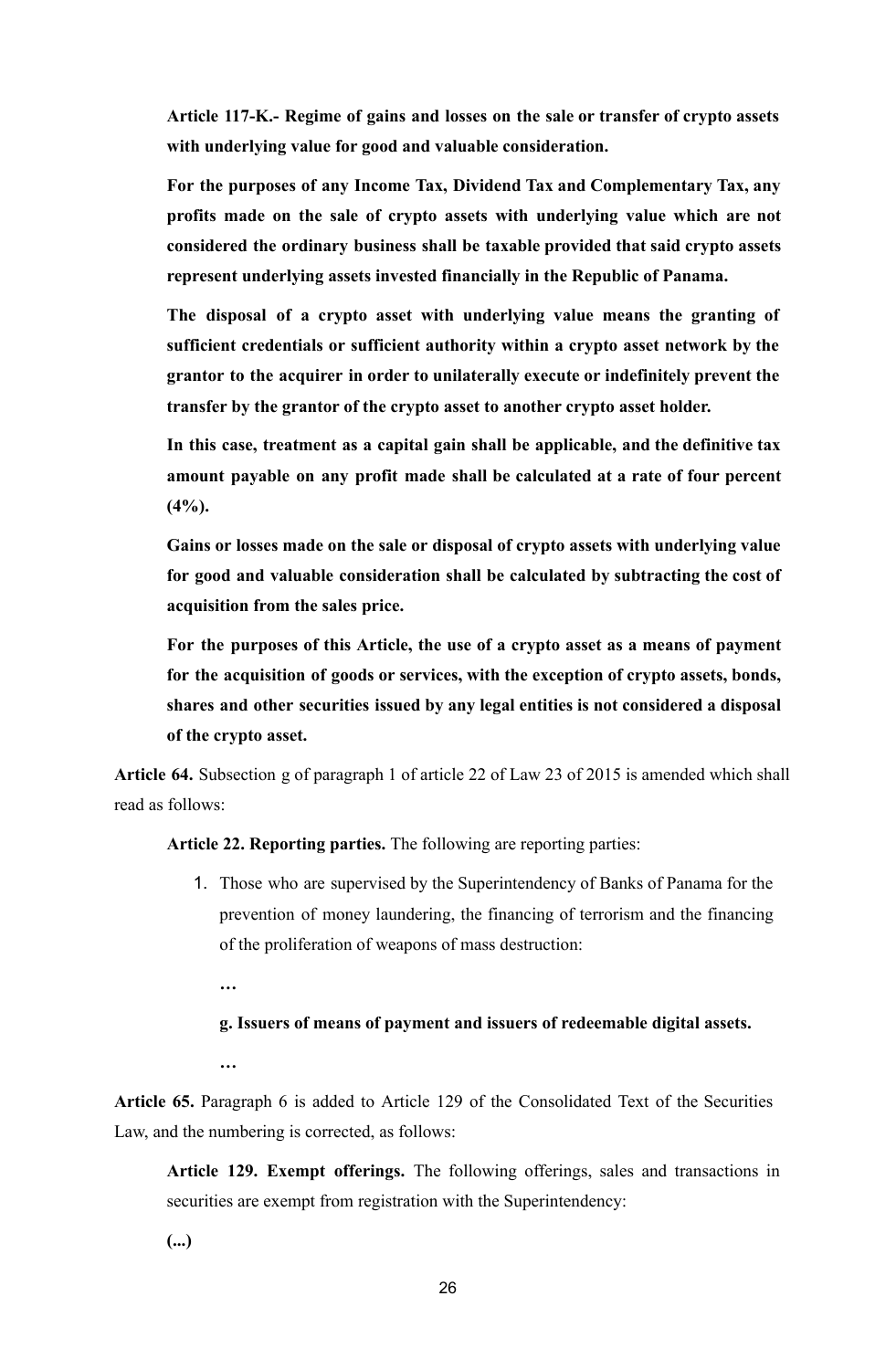**Article 117-K.- Regime of gains and losses on the sale or transfer of crypto assets with underlying value for good and valuable consideration.**

**For the purposes of any Income Tax, Dividend Tax and Complementary Tax, any profits made on the sale of crypto assets with underlying value which are not considered the ordinary business shall be taxable provided that said crypto assets represent underlying assets invested financially in the Republic of Panama.**

**The disposal of a crypto asset with underlying value means the granting of sufficient credentials or sufficient authority within a crypto asset network by the grantor to the acquirer in order to unilaterally execute or indefinitely prevent the transfer by the grantor of the crypto asset to another crypto asset holder.**

**In this case, treatment as a capital gain shall be applicable, and the definitive tax amount payable on any profit made shall be calculated at a rate of four percent (4%).**

**Gains or losses made on the sale or disposal of crypto assets with underlying value for good and valuable consideration shall be calculated by subtracting the cost of acquisition from the sales price.**

**For the purposes of this Article, the use of a crypto asset as a means of payment for the acquisition of goods or services, with the exception of crypto assets, bonds, shares and other securities issued by any legal entities is not considered a disposal of the crypto asset.**

**Article 64.** Subsection g of paragraph 1 of article 22 of Law 23 of 2015 is amended which shall read as follows:

**Article 22. Reporting parties.** The following are reporting parties:

1. Those who are supervised by the Superintendency of Banks of Panama for the prevention of money laundering, the financing of terrorism and the financing of the proliferation of weapons of mass destruction:

   **…**

   **g. Issuers of means of payment and issuers of redeemable digital assets.**

   **…**

**Article 65.** Paragraph 6 is added to Article 129 of the Consolidated Text of the Securities Law, and the numbering is corrected, as follows:

**Article 129. Exempt offerings.** The following offerings, sales and transactions in securities are exempt from registration with the Superintendency:

**(...)**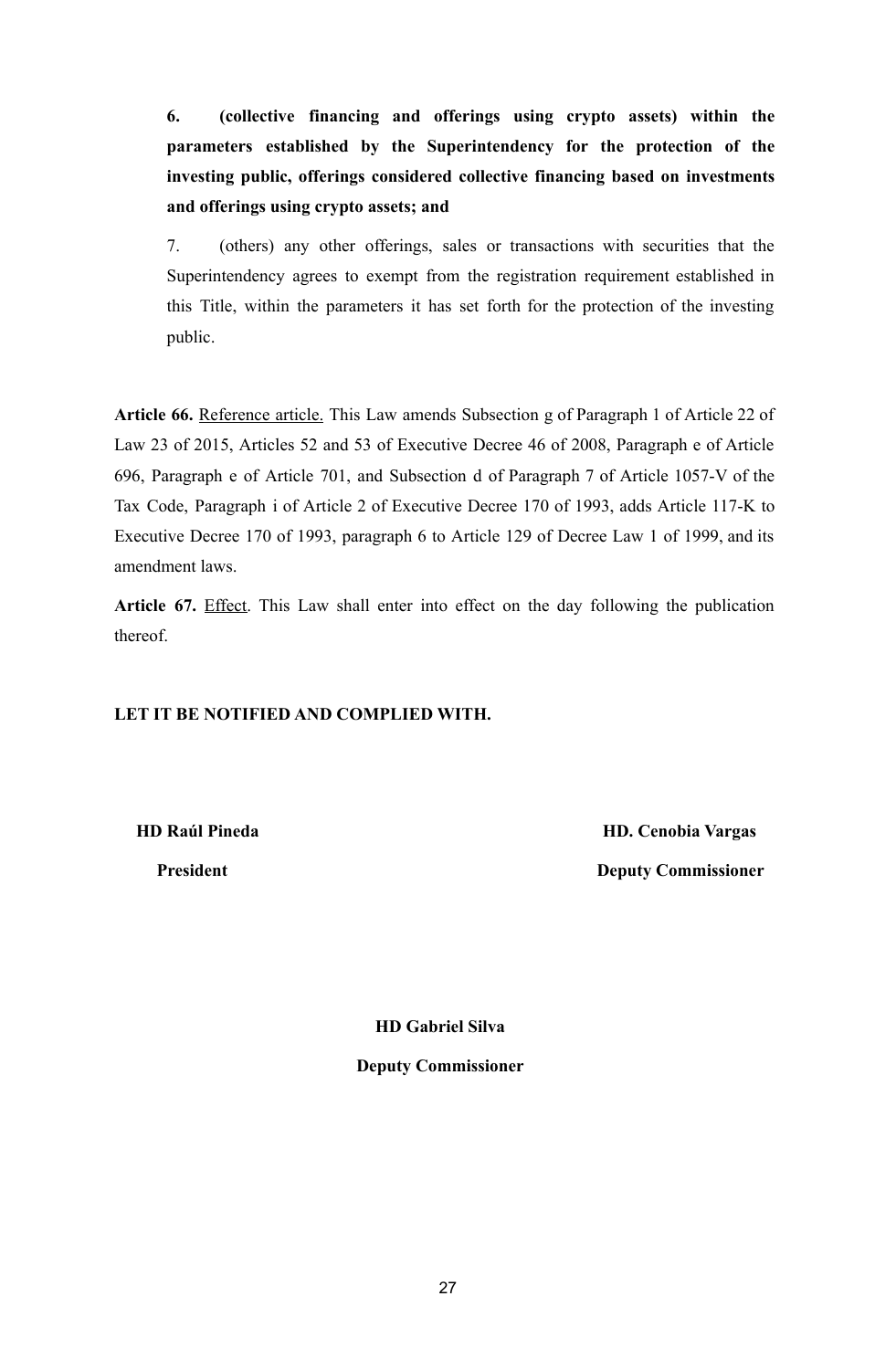**6. (collective financing and offerings using crypto assets) within the parameters established by the Superintendency for the protection of the investing public, offerings considered collective financing based on investments and offerings using crypto assets; and**

7. (others) any other offerings, sales or transactions with securities that the Superintendency agrees to exempt from the registration requirement established in this Title, within the parameters it has set forth for the protection of the investing public.

**Article 66.** Reference article. This Law amends Subsection g of Paragraph 1 of Article 22 of Law 23 of 2015, Articles 52 and 53 of Executive Decree 46 of 2008, Paragraph e of Article 696, Paragraph e of Article 701, and Subsection d of Paragraph 7 of Article 1057-V of the Tax Code, Paragraph i of Article 2 of Executive Decree 170 of 1993, adds Article 117-K to Executive Decree 170 of 1993, paragraph 6 to Article 129 of Decree Law 1 of 1999, and its amendment laws.

**Article 67.** Effect. This Law shall enter into effect on the day following the publication thereof.

**LET IT BE NOTIFIED AND COMPLIED WITH.**

**HD Raúl Pineda**
**President**

**HD. Cenobia Vargas**
**Deputy Commissioner**

**HD Gabriel Silva**
**Deputy Commissioner**